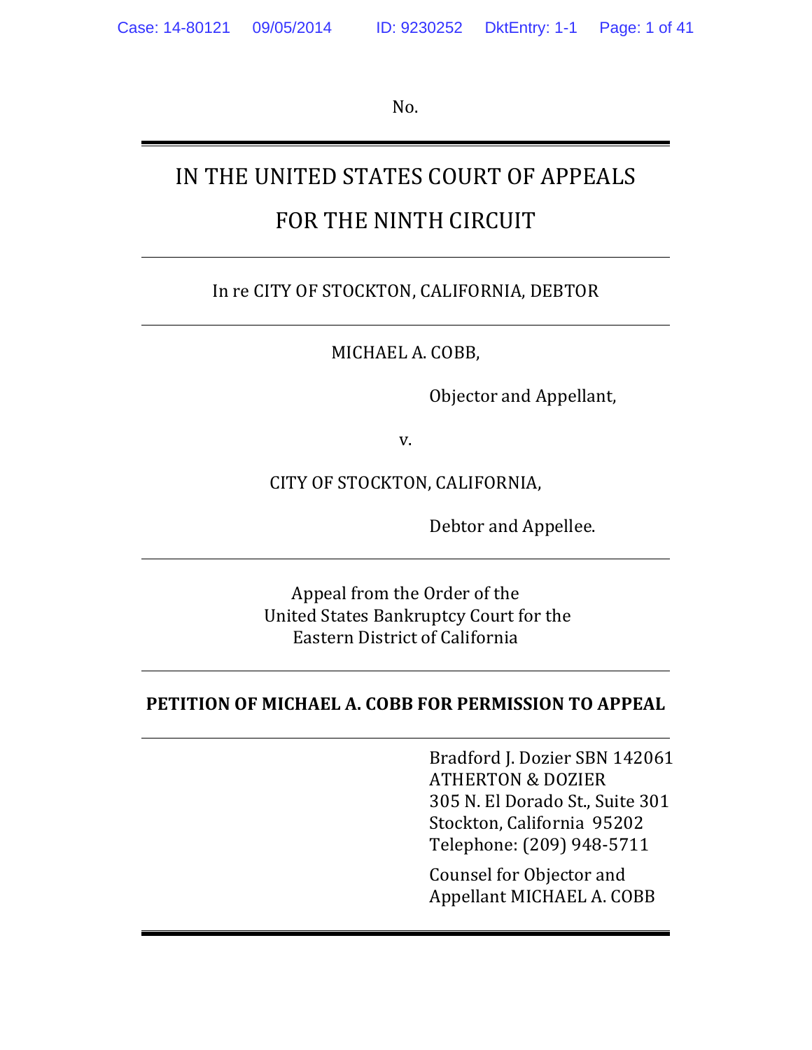No.

---

# IN THE UNITED STATES COURT OF APPEALS
# FOR THE NINTH CIRCUIT

---

In re CITY OF STOCKTON, CALIFORNIA, DEBTOR

---

MICHAEL A. COBB,

Objector and Appellant,

v.

CITY OF STOCKTON, CALIFORNIA,

Debtor and Appellee.

---

Appeal from the Order of the
United States Bankruptcy Court for the
Eastern District of California

---

**PETITION OF MICHAEL A. COBB FOR PERMISSION TO APPEAL**

---

Bradford J. Dozier SBN 142061
ATHERTON & DOZIER
305 N. El Dorado St., Suite 301
Stockton, California 95202
Telephone: (209) 948-5711

Counsel for Objector and
Appellant MICHAEL A. COBB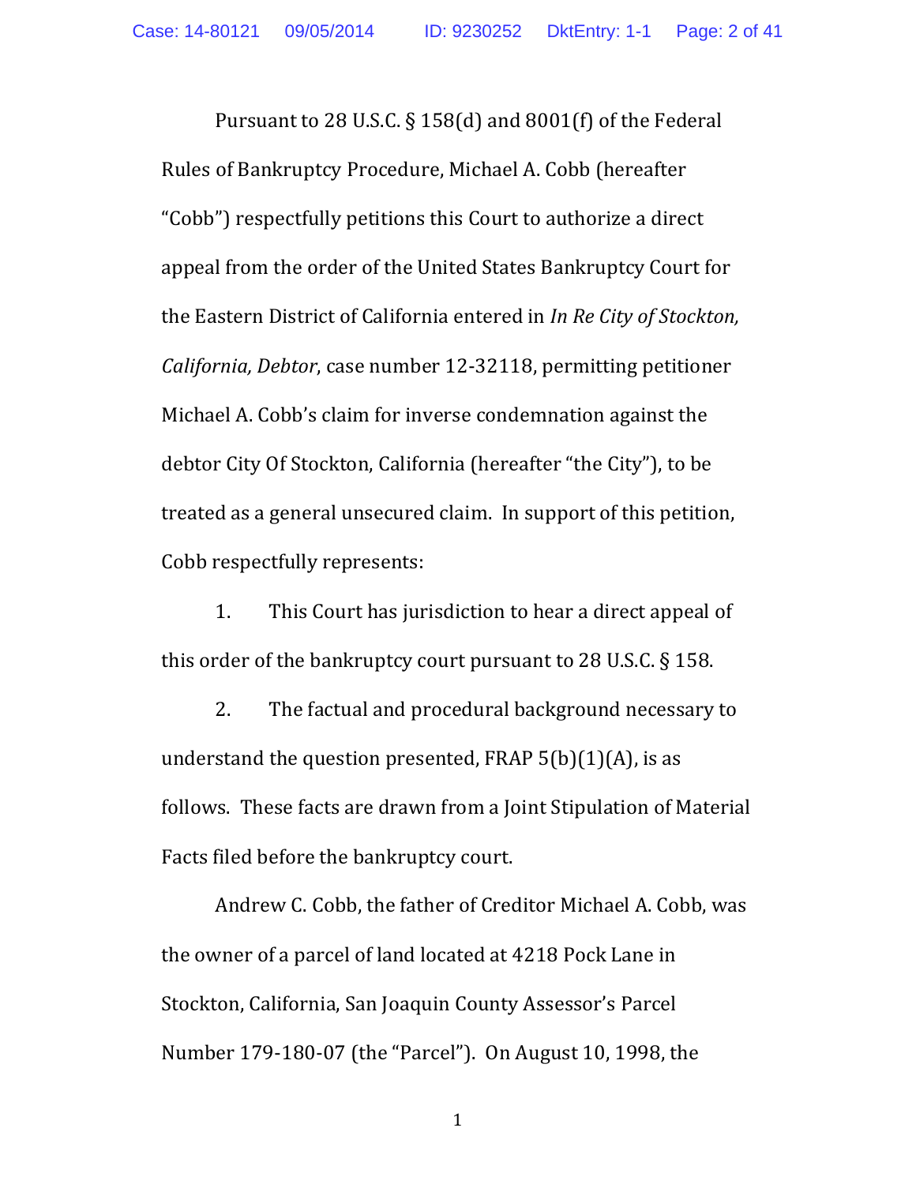Pursuant to 28 U.S.C. § 158(d) and 8001(f) of the Federal Rules of Bankruptcy Procedure, Michael A. Cobb (hereafter "Cobb") respectfully petitions this Court to authorize a direct appeal from the order of the United States Bankruptcy Court for the Eastern District of California entered in *In Re City of Stockton, California, Debtor*, case number 12-32118, permitting petitioner Michael A. Cobb's claim for inverse condemnation against the debtor City Of Stockton, California (hereafter "the City"), to be treated as a general unsecured claim. In support of this petition, Cobb respectfully represents:

1. This Court has jurisdiction to hear a direct appeal of this order of the bankruptcy court pursuant to 28 U.S.C. § 158.

2. The factual and procedural background necessary to understand the question presented, FRAP 5(b)(1)(A), is as follows. These facts are drawn from a Joint Stipulation of Material Facts filed before the bankruptcy court.

Andrew C. Cobb, the father of Creditor Michael A. Cobb, was the owner of a parcel of land located at 4218 Pock Lane in Stockton, California, San Joaquin County Assessor's Parcel Number 179-180-07 (the "Parcel"). On August 10, 1998, the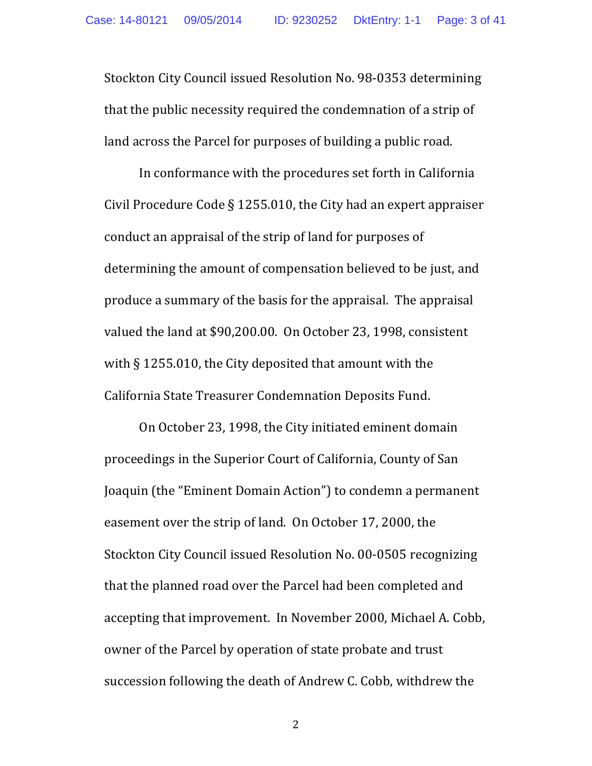Stockton City Council issued Resolution No. 98-0353 determining that the public necessity required the condemnation of a strip of land across the Parcel for purposes of building a public road.

In conformance with the procedures set forth in California Civil Procedure Code § 1255.010, the City had an expert appraiser conduct an appraisal of the strip of land for purposes of determining the amount of compensation believed to be just, and produce a summary of the basis for the appraisal. The appraisal valued the land at $90,200.00. On October 23, 1998, consistent with § 1255.010, the City deposited that amount with the California State Treasurer Condemnation Deposits Fund.

On October 23, 1998, the City initiated eminent domain proceedings in the Superior Court of California, County of San Joaquin (the "Eminent Domain Action") to condemn a permanent easement over the strip of land. On October 17, 2000, the Stockton City Council issued Resolution No. 00-0505 recognizing that the planned road over the Parcel had been completed and accepting that improvement. In November 2000, Michael A. Cobb, owner of the Parcel by operation of state probate and trust succession following the death of Andrew C. Cobb, withdrew the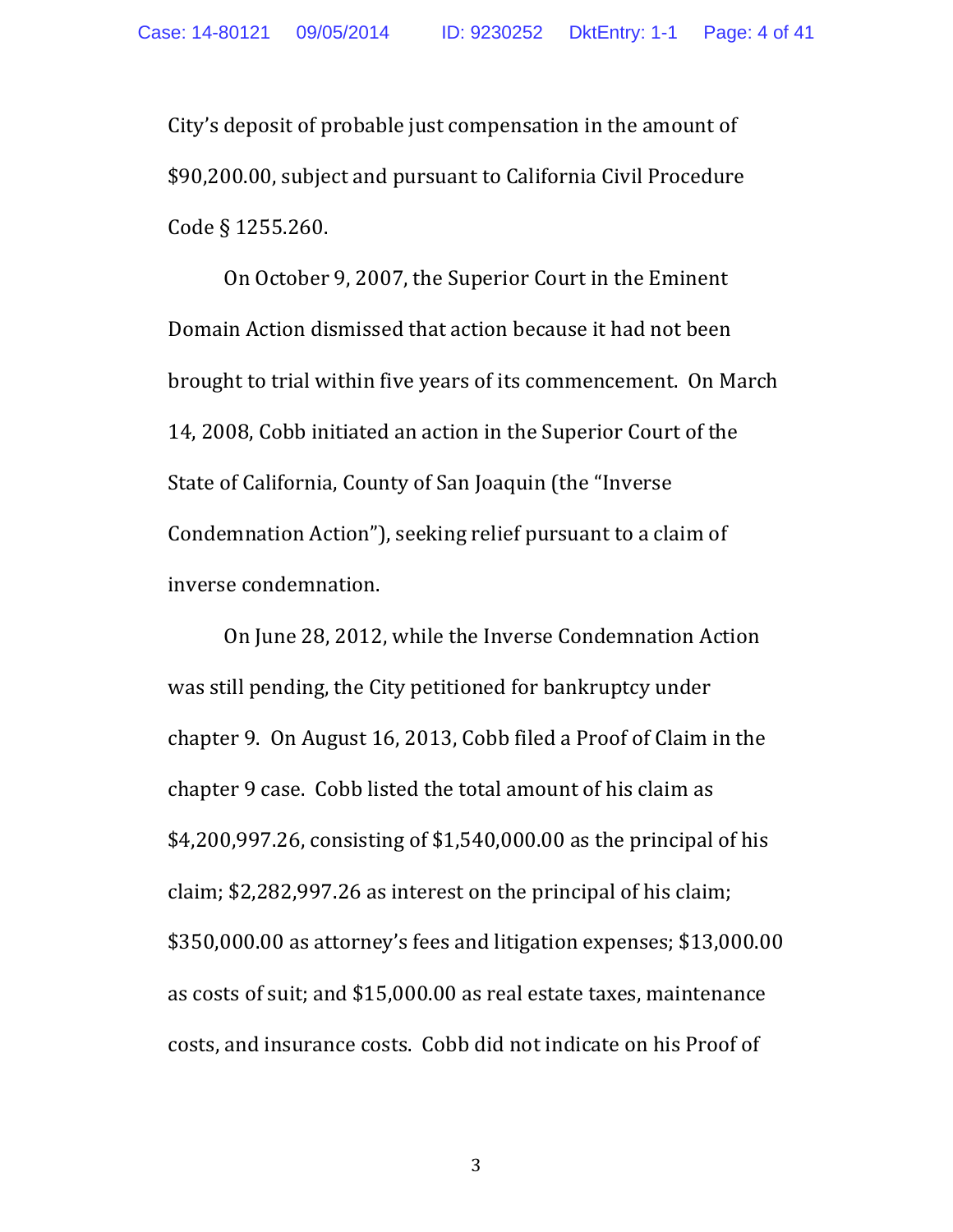City's deposit of probable just compensation in the amount of $90,200.00, subject and pursuant to California Civil Procedure Code § 1255.260.

On October 9, 2007, the Superior Court in the Eminent Domain Action dismissed that action because it had not been brought to trial within five years of its commencement. On March 14, 2008, Cobb initiated an action in the Superior Court of the State of California, County of San Joaquin (the "Inverse Condemnation Action"), seeking relief pursuant to a claim of inverse condemnation.

On June 28, 2012, while the Inverse Condemnation Action was still pending, the City petitioned for bankruptcy under chapter 9. On August 16, 2013, Cobb filed a Proof of Claim in the chapter 9 case. Cobb listed the total amount of his claim as $4,200,997.26, consisting of $1,540,000.00 as the principal of his claim; $2,282,997.26 as interest on the principal of his claim; $350,000.00 as attorney's fees and litigation expenses; $13,000.00 as costs of suit; and $15,000.00 as real estate taxes, maintenance costs, and insurance costs. Cobb did not indicate on his Proof of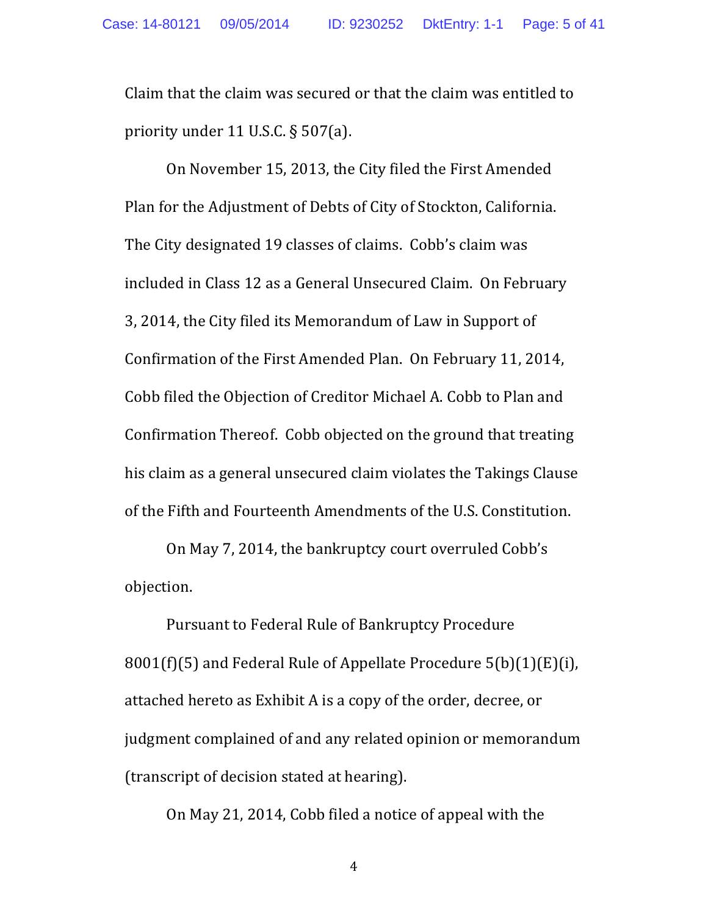Claim that the claim was secured or that the claim was entitled to priority under 11 U.S.C. § 507(a).

On November 15, 2013, the City filed the First Amended Plan for the Adjustment of Debts of City of Stockton, California. The City designated 19 classes of claims. Cobb's claim was included in Class 12 as a General Unsecured Claim. On February 3, 2014, the City filed its Memorandum of Law in Support of Confirmation of the First Amended Plan. On February 11, 2014, Cobb filed the Objection of Creditor Michael A. Cobb to Plan and Confirmation Thereof. Cobb objected on the ground that treating his claim as a general unsecured claim violates the Takings Clause of the Fifth and Fourteenth Amendments of the U.S. Constitution.

On May 7, 2014, the bankruptcy court overruled Cobb's objection.

Pursuant to Federal Rule of Bankruptcy Procedure 8001(f)(5) and Federal Rule of Appellate Procedure 5(b)(1)(E)(i), attached hereto as Exhibit A is a copy of the order, decree, or judgment complained of and any related opinion or memorandum (transcript of decision stated at hearing).

On May 21, 2014, Cobb filed a notice of appeal with the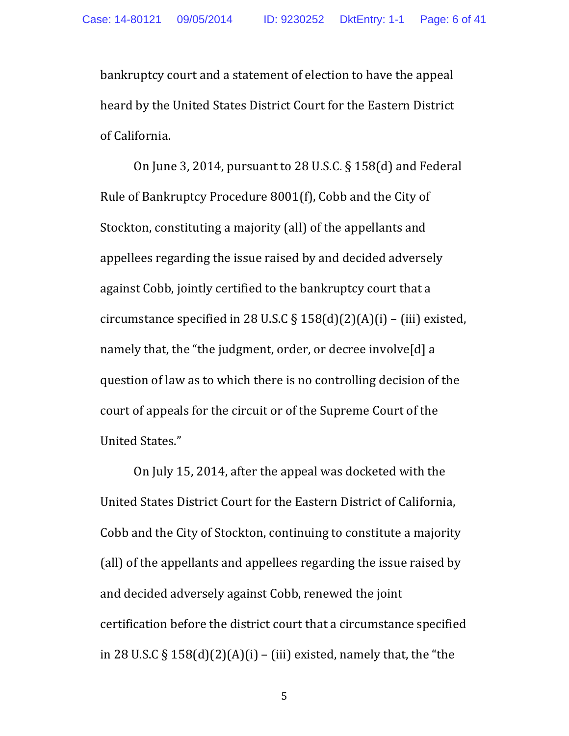bankruptcy court and a statement of election to have the appeal heard by the United States District Court for the Eastern District of California.

On June 3, 2014, pursuant to 28 U.S.C. § 158(d) and Federal Rule of Bankruptcy Procedure 8001(f), Cobb and the City of Stockton, constituting a majority (all) of the appellants and appellees regarding the issue raised by and decided adversely against Cobb, jointly certified to the bankruptcy court that a circumstance specified in 28 U.S.C § 158(d)(2)(A)(i) – (iii) existed, namely that, the "the judgment, order, or decree involve[d] a question of law as to which there is no controlling decision of the court of appeals for the circuit or of the Supreme Court of the United States."

On July 15, 2014, after the appeal was docketed with the United States District Court for the Eastern District of California, Cobb and the City of Stockton, continuing to constitute a majority (all) of the appellants and appellees regarding the issue raised by and decided adversely against Cobb, renewed the joint certification before the district court that a circumstance specified in 28 U.S.C § 158(d)(2)(A)(i) – (iii) existed, namely that, the "the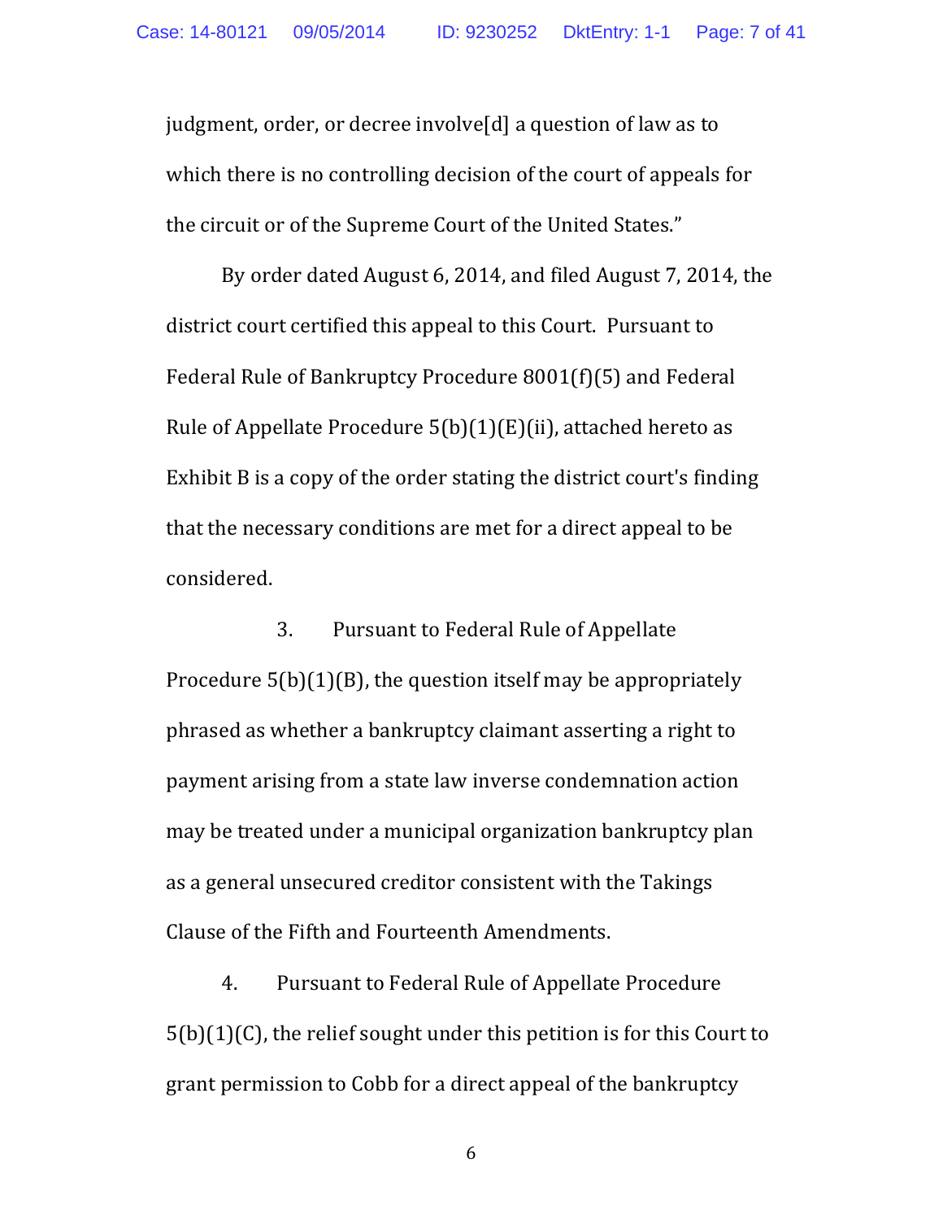judgment, order, or decree involve[d] a question of law as to which there is no controlling decision of the court of appeals for the circuit or of the Supreme Court of the United States."

By order dated August 6, 2014, and filed August 7, 2014, the district court certified this appeal to this Court. Pursuant to Federal Rule of Bankruptcy Procedure 8001(f)(5) and Federal Rule of Appellate Procedure 5(b)(1)(E)(ii), attached hereto as Exhibit B is a copy of the order stating the district court's finding that the necessary conditions are met for a direct appeal to be considered.

3. Pursuant to Federal Rule of Appellate Procedure 5(b)(1)(B), the question itself may be appropriately phrased as whether a bankruptcy claimant asserting a right to payment arising from a state law inverse condemnation action may be treated under a municipal organization bankruptcy plan as a general unsecured creditor consistent with the Takings Clause of the Fifth and Fourteenth Amendments.

4. Pursuant to Federal Rule of Appellate Procedure 5(b)(1)(C), the relief sought under this petition is for this Court to grant permission to Cobb for a direct appeal of the bankruptcy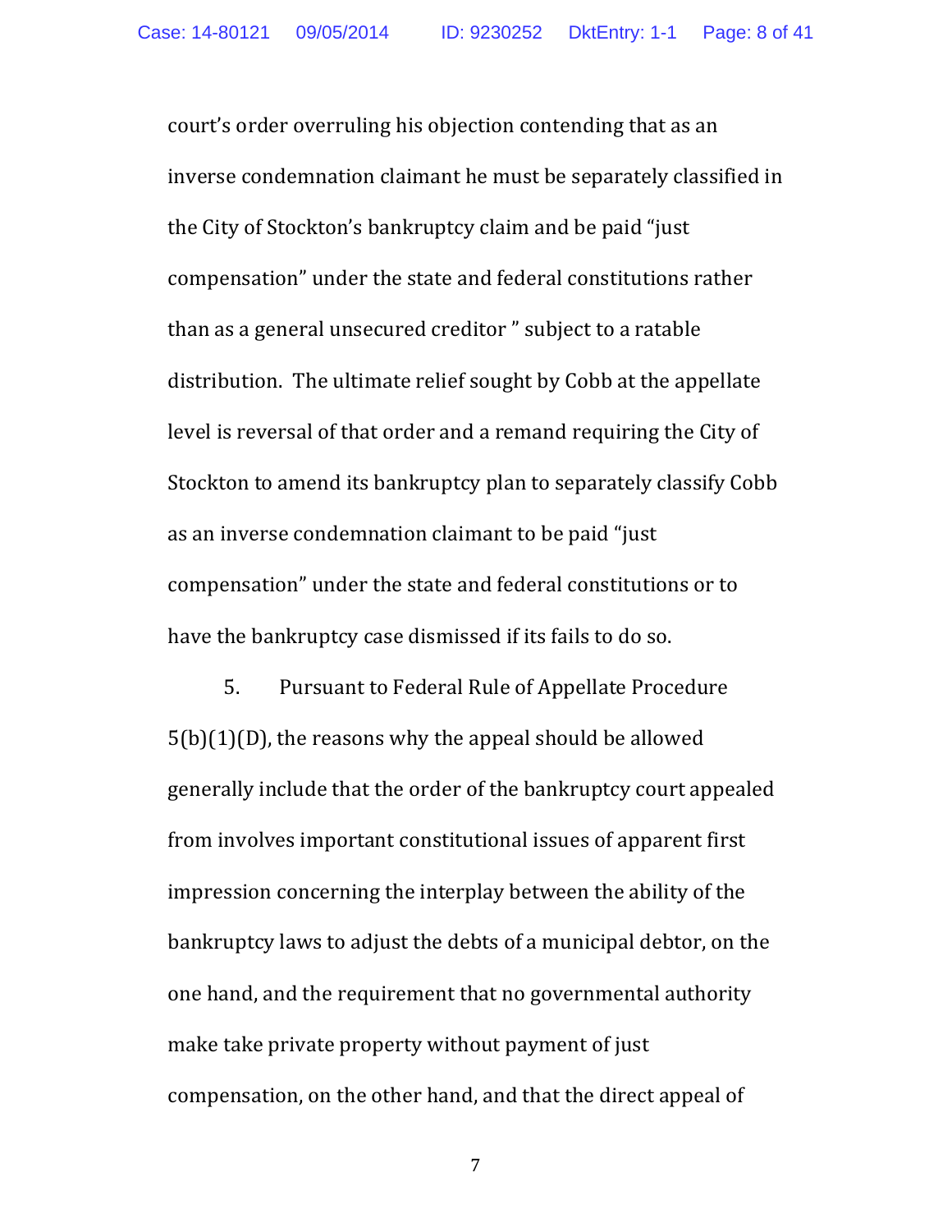court's order overruling his objection contending that as an inverse condemnation claimant he must be separately classified in the City of Stockton's bankruptcy claim and be paid "just compensation" under the state and federal constitutions rather than as a general unsecured creditor " subject to a ratable distribution. The ultimate relief sought by Cobb at the appellate level is reversal of that order and a remand requiring the City of Stockton to amend its bankruptcy plan to separately classify Cobb as an inverse condemnation claimant to be paid "just compensation" under the state and federal constitutions or to have the bankruptcy case dismissed if its fails to do so.

5. Pursuant to Federal Rule of Appellate Procedure 5(b)(1)(D), the reasons why the appeal should be allowed generally include that the order of the bankruptcy court appealed from involves important constitutional issues of apparent first impression concerning the interplay between the ability of the bankruptcy laws to adjust the debts of a municipal debtor, on the one hand, and the requirement that no governmental authority make take private property without payment of just compensation, on the other hand, and that the direct appeal of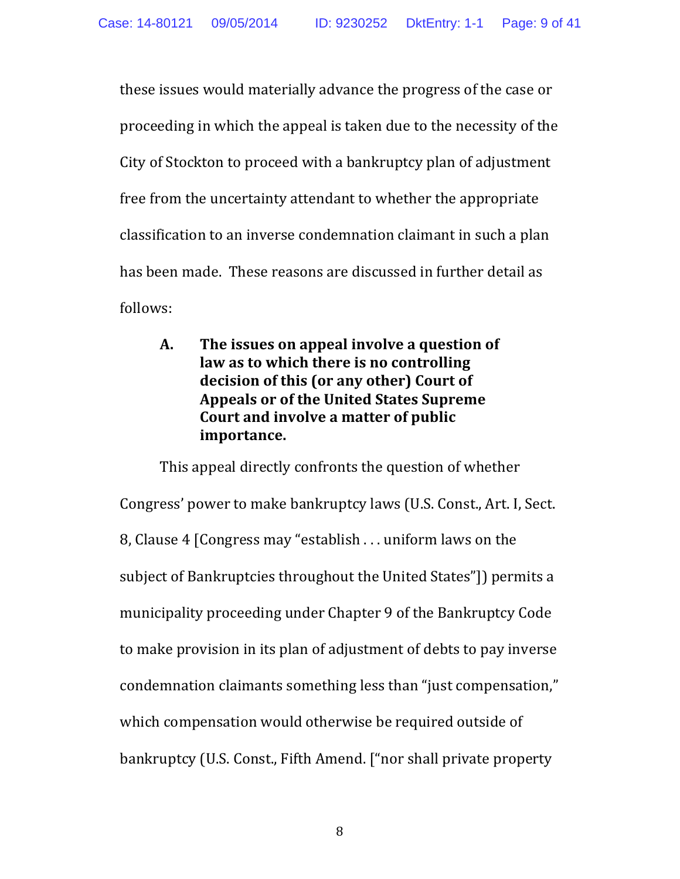these issues would materially advance the progress of the case or proceeding in which the appeal is taken due to the necessity of the City of Stockton to proceed with a bankruptcy plan of adjustment free from the uncertainty attendant to whether the appropriate classification to an inverse condemnation claimant in such a plan has been made. These reasons are discussed in further detail as follows:

### A. The issues on appeal involve a question of law as to which there is no controlling decision of this (or any other) Court of Appeals or of the United States Supreme Court and involve a matter of public importance.

This appeal directly confronts the question of whether Congress' power to make bankruptcy laws (U.S. Const., Art. I, Sect. 8, Clause 4 [Congress may "establish . . . uniform laws on the subject of Bankruptcies throughout the United States"]) permits a municipality proceeding under Chapter 9 of the Bankruptcy Code to make provision in its plan of adjustment of debts to pay inverse condemnation claimants something less than "just compensation," which compensation would otherwise be required outside of bankruptcy (U.S. Const., Fifth Amend. ["nor shall private property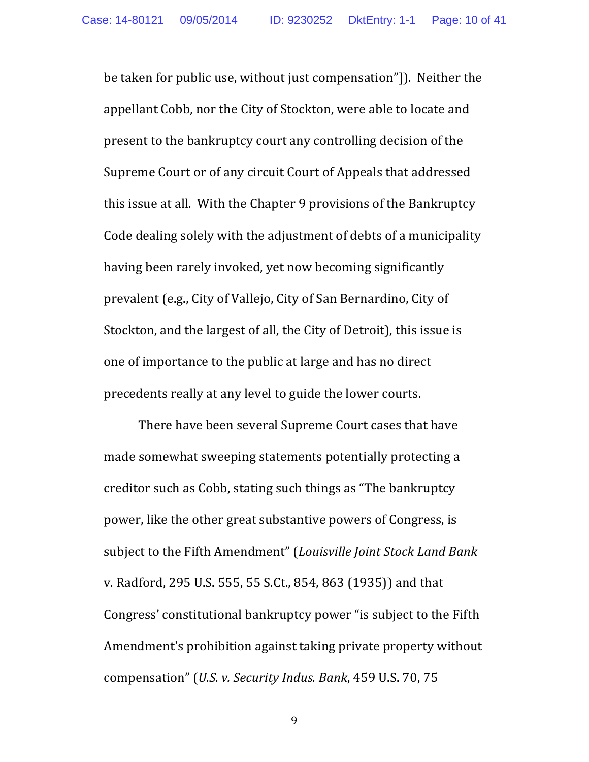be taken for public use, without just compensation"]). Neither the appellant Cobb, nor the City of Stockton, were able to locate and present to the bankruptcy court any controlling decision of the Supreme Court or of any circuit Court of Appeals that addressed this issue at all. With the Chapter 9 provisions of the Bankruptcy Code dealing solely with the adjustment of debts of a municipality having been rarely invoked, yet now becoming significantly prevalent (e.g., City of Vallejo, City of San Bernardino, City of Stockton, and the largest of all, the City of Detroit), this issue is one of importance to the public at large and has no direct precedents really at any level to guide the lower courts.

There have been several Supreme Court cases that have made somewhat sweeping statements potentially protecting a creditor such as Cobb, stating such things as "The bankruptcy power, like the other great substantive powers of Congress, is subject to the Fifth Amendment" (*Louisville Joint Stock Land Bank* v. Radford, 295 U.S. 555, 55 S.Ct., 854, 863 (1935)) and that Congress' constitutional bankruptcy power "is subject to the Fifth Amendment's prohibition against taking private property without compensation" (*U.S. v. Security Indus. Bank*, 459 U.S. 70, 75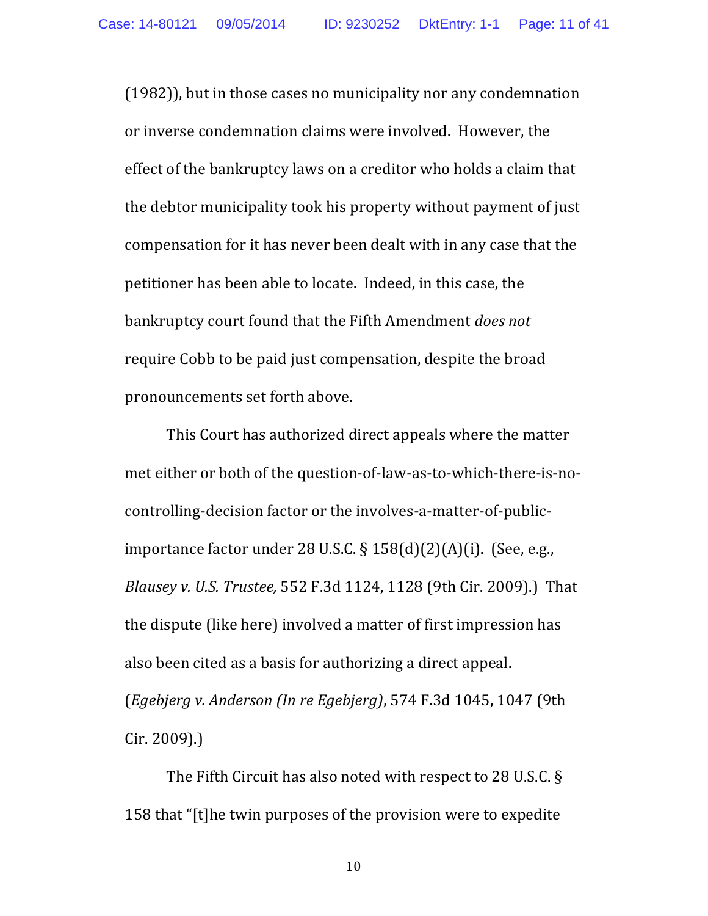(1982)), but in those cases no municipality nor any condemnation or inverse condemnation claims were involved. However, the effect of the bankruptcy laws on a creditor who holds a claim that the debtor municipality took his property without payment of just compensation for it has never been dealt with in any case that the petitioner has been able to locate. Indeed, in this case, the bankruptcy court found that the Fifth Amendment *does not* require Cobb to be paid just compensation, despite the broad pronouncements set forth above.

This Court has authorized direct appeals where the matter met either or both of the question-of-law-as-to-which-there-is-no-controlling-decision factor or the involves-a-matter-of-public-importance factor under 28 U.S.C. § 158(d)(2)(A)(i). (See, e.g., *Blausey v. U.S. Trustee,* 552 F.3d 1124, 1128 (9th Cir. 2009).) That the dispute (like here) involved a matter of first impression has also been cited as a basis for authorizing a direct appeal. (*Egebjerg v. Anderson (In re Egebjerg)*, 574 F.3d 1045, 1047 (9th Cir. 2009).)

The Fifth Circuit has also noted with respect to 28 U.S.C. § 158 that "[t]he twin purposes of the provision were to expedite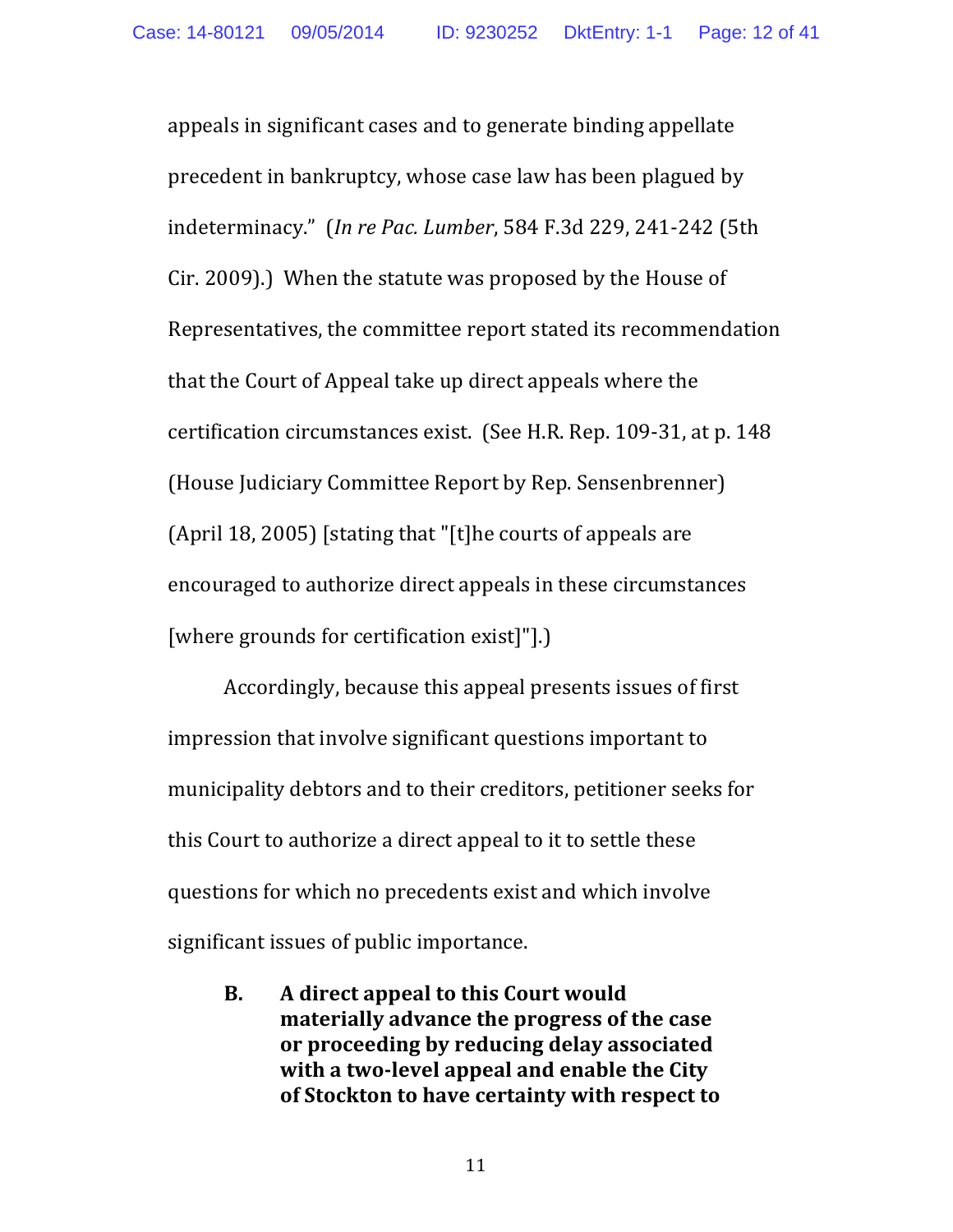appeals in significant cases and to generate binding appellate precedent in bankruptcy, whose case law has been plagued by indeterminacy." (*In re Pac. Lumber*, 584 F.3d 229, 241-242 (5th Cir. 2009).) When the statute was proposed by the House of Representatives, the committee report stated its recommendation that the Court of Appeal take up direct appeals where the certification circumstances exist. (See H.R. Rep. 109-31, at p. 148 (House Judiciary Committee Report by Rep. Sensenbrenner) (April 18, 2005) [stating that "[t]he courts of appeals are encouraged to authorize direct appeals in these circumstances [where grounds for certification exist]"].)

Accordingly, because this appeal presents issues of first impression that involve significant questions important to municipality debtors and to their creditors, petitioner seeks for this Court to authorize a direct appeal to it to settle these questions for which no precedents exist and which involve significant issues of public importance.

**B. A direct appeal to this Court would materially advance the progress of the case or proceeding by reducing delay associated with a two-level appeal and enable the City of Stockton to have certainty with respect to**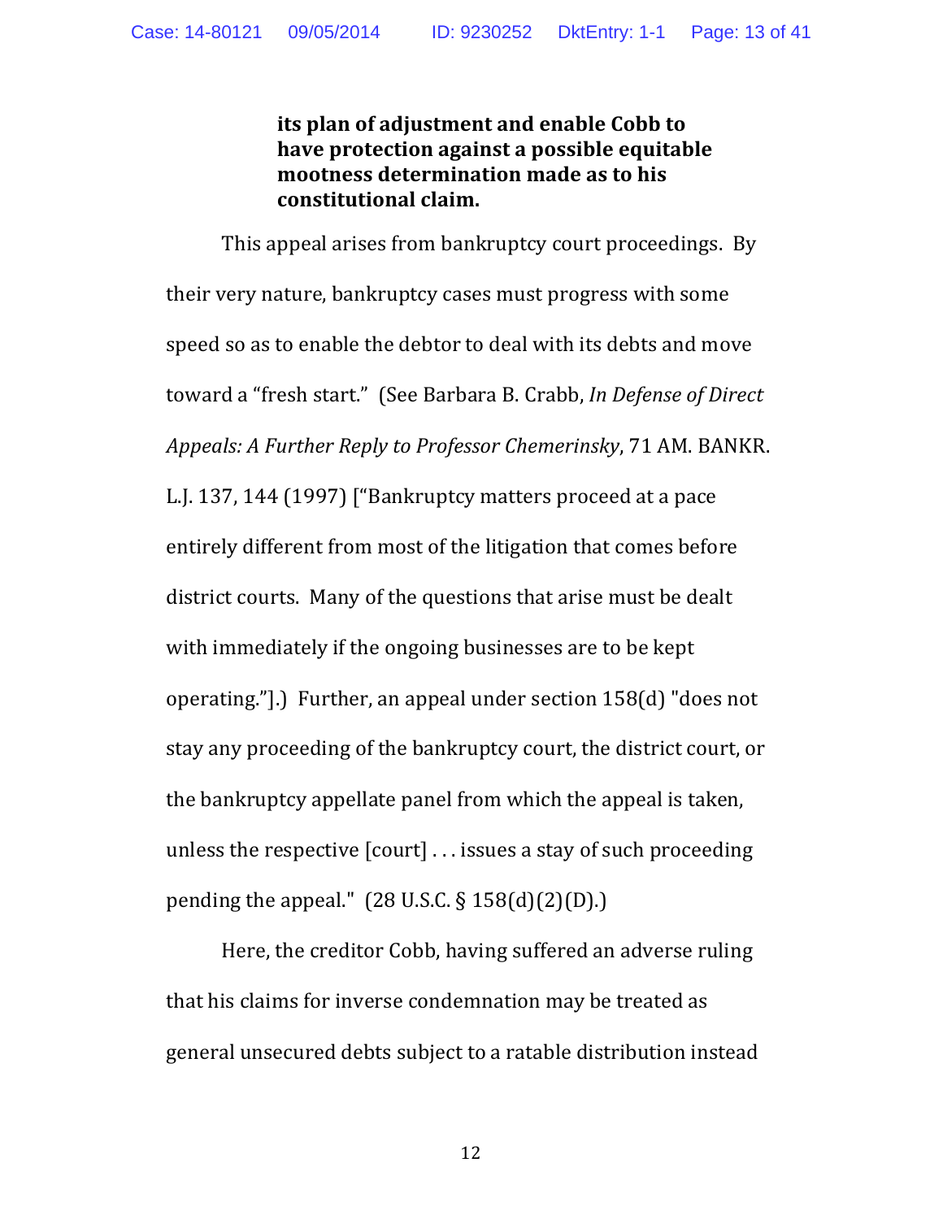**its plan of adjustment and enable Cobb to have protection against a possible equitable mootness determination made as to his constitutional claim.**

This appeal arises from bankruptcy court proceedings. By their very nature, bankruptcy cases must progress with some speed so as to enable the debtor to deal with its debts and move toward a "fresh start." (See Barbara B. Crabb, *In Defense of Direct Appeals: A Further Reply to Professor Chemerinsky*, 71 AM. BANKR. L.J. 137, 144 (1997) ["Bankruptcy matters proceed at a pace entirely different from most of the litigation that comes before district courts. Many of the questions that arise must be dealt with immediately if the ongoing businesses are to be kept operating."].) Further, an appeal under section 158(d) "does not stay any proceeding of the bankruptcy court, the district court, or the bankruptcy appellate panel from which the appeal is taken, unless the respective [court] . . . issues a stay of such proceeding pending the appeal." (28 U.S.C. § 158(d)(2)(D).)

Here, the creditor Cobb, having suffered an adverse ruling that his claims for inverse condemnation may be treated as general unsecured debts subject to a ratable distribution instead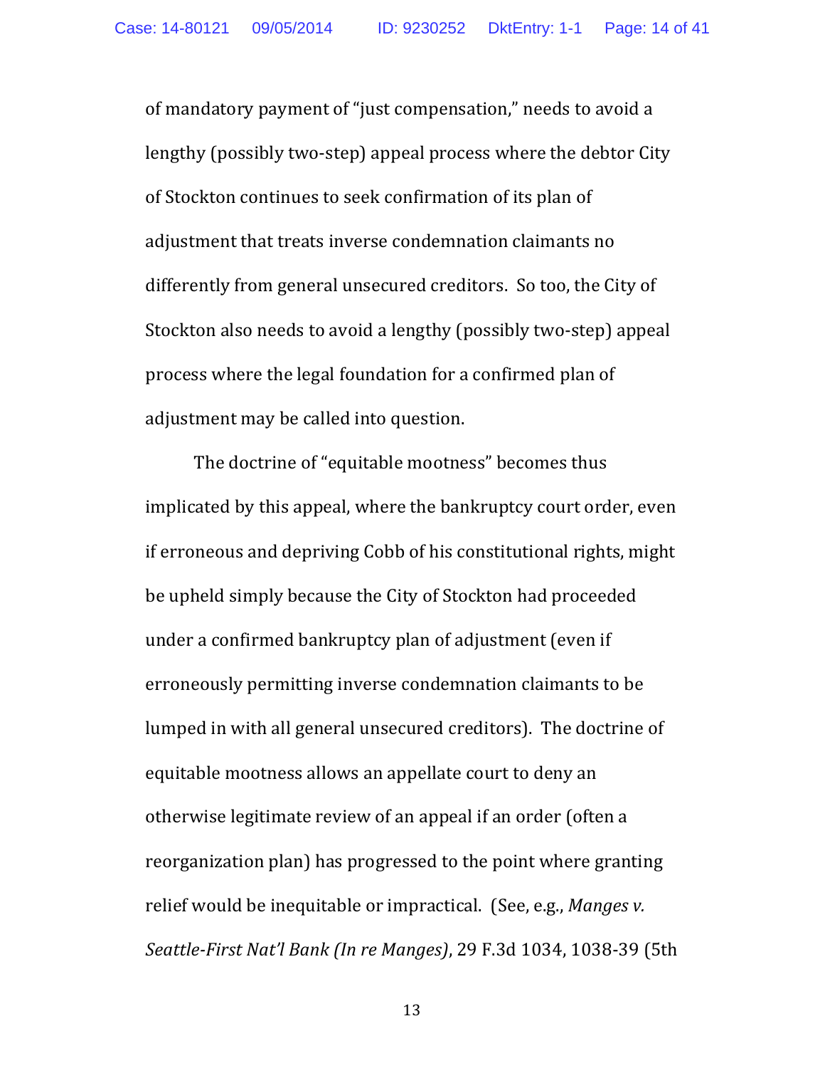of mandatory payment of "just compensation," needs to avoid a lengthy (possibly two-step) appeal process where the debtor City of Stockton continues to seek confirmation of its plan of adjustment that treats inverse condemnation claimants no differently from general unsecured creditors. So too, the City of Stockton also needs to avoid a lengthy (possibly two-step) appeal process where the legal foundation for a confirmed plan of adjustment may be called into question.

The doctrine of "equitable mootness" becomes thus implicated by this appeal, where the bankruptcy court order, even if erroneous and depriving Cobb of his constitutional rights, might be upheld simply because the City of Stockton had proceeded under a confirmed bankruptcy plan of adjustment (even if erroneously permitting inverse condemnation claimants to be lumped in with all general unsecured creditors). The doctrine of equitable mootness allows an appellate court to deny an otherwise legitimate review of an appeal if an order (often a reorganization plan) has progressed to the point where granting relief would be inequitable or impractical. (See, e.g., *Manges v. Seattle-First Nat'l Bank (In re Manges)*, 29 F.3d 1034, 1038-39 (5th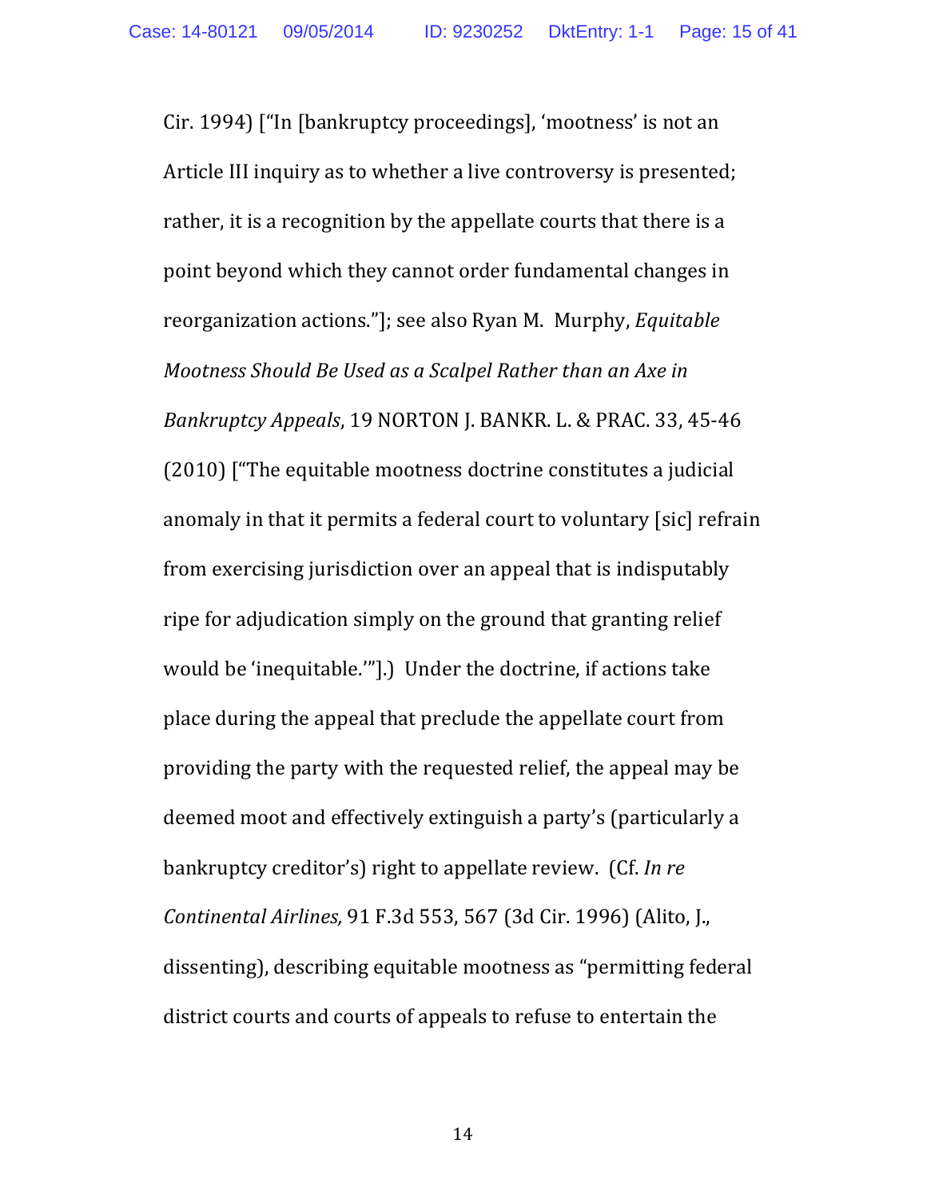Cir. 1994) ["In [bankruptcy proceedings], 'mootness' is not an Article III inquiry as to whether a live controversy is presented; rather, it is a recognition by the appellate courts that there is a point beyond which they cannot order fundamental changes in reorganization actions."]; see also Ryan M. Murphy, *Equitable Mootness Should Be Used as a Scalpel Rather than an Axe in Bankruptcy Appeals*, 19 NORTON J. BANKR. L. & PRAC. 33, 45-46 (2010) ["The equitable mootness doctrine constitutes a judicial anomaly in that it permits a federal court to voluntary [sic] refrain from exercising jurisdiction over an appeal that is indisputably ripe for adjudication simply on the ground that granting relief would be 'inequitable.'"].) Under the doctrine, if actions take place during the appeal that preclude the appellate court from providing the party with the requested relief, the appeal may be deemed moot and effectively extinguish a party's (particularly a bankruptcy creditor's) right to appellate review. (Cf. *In re Continental Airlines,* 91 F.3d 553, 567 (3d Cir. 1996) (Alito, J., dissenting), describing equitable mootness as "permitting federal district courts and courts of appeals to refuse to entertain the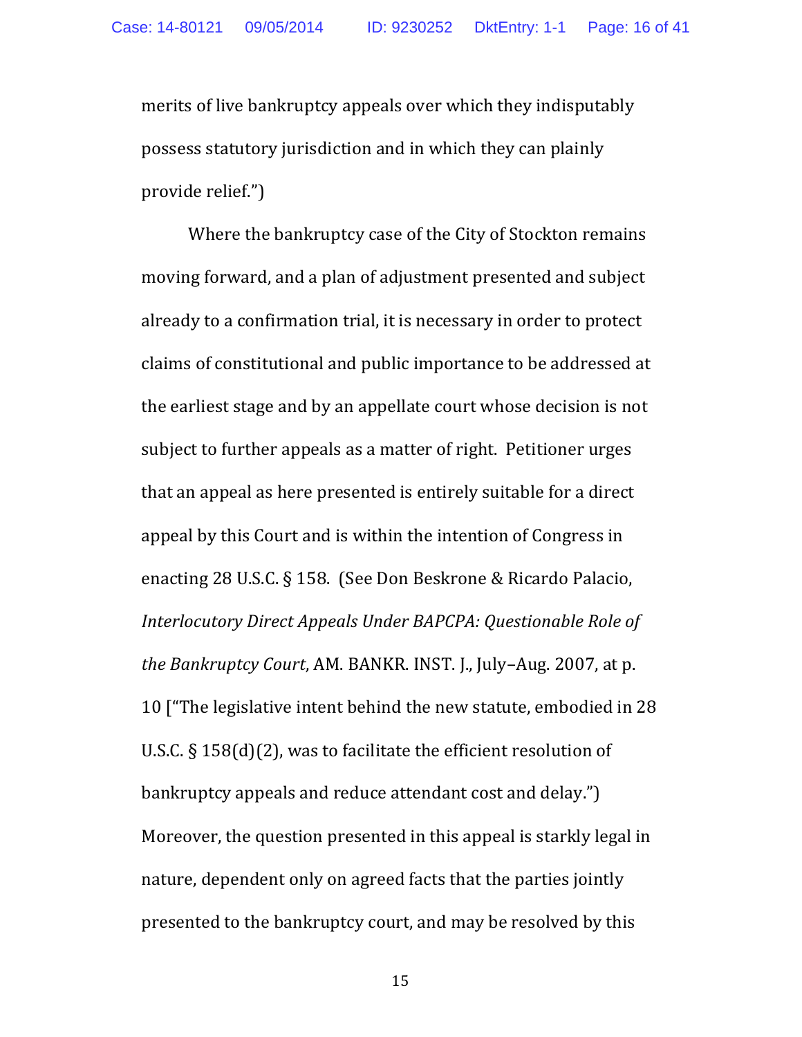merits of live bankruptcy appeals over which they indisputably possess statutory jurisdiction and in which they can plainly provide relief.")

Where the bankruptcy case of the City of Stockton remains moving forward, and a plan of adjustment presented and subject already to a confirmation trial, it is necessary in order to protect claims of constitutional and public importance to be addressed at the earliest stage and by an appellate court whose decision is not subject to further appeals as a matter of right. Petitioner urges that an appeal as here presented is entirely suitable for a direct appeal by this Court and is within the intention of Congress in enacting 28 U.S.C. § 158. (See Don Beskrone & Ricardo Palacio, *Interlocutory Direct Appeals Under BAPCPA: Questionable Role of the Bankruptcy Court*, AM. BANKR. INST. J., July–Aug. 2007, at p. 10 ["The legislative intent behind the new statute, embodied in 28 U.S.C. § 158(d)(2), was to facilitate the efficient resolution of bankruptcy appeals and reduce attendant cost and delay.") Moreover, the question presented in this appeal is starkly legal in nature, dependent only on agreed facts that the parties jointly presented to the bankruptcy court, and may be resolved by this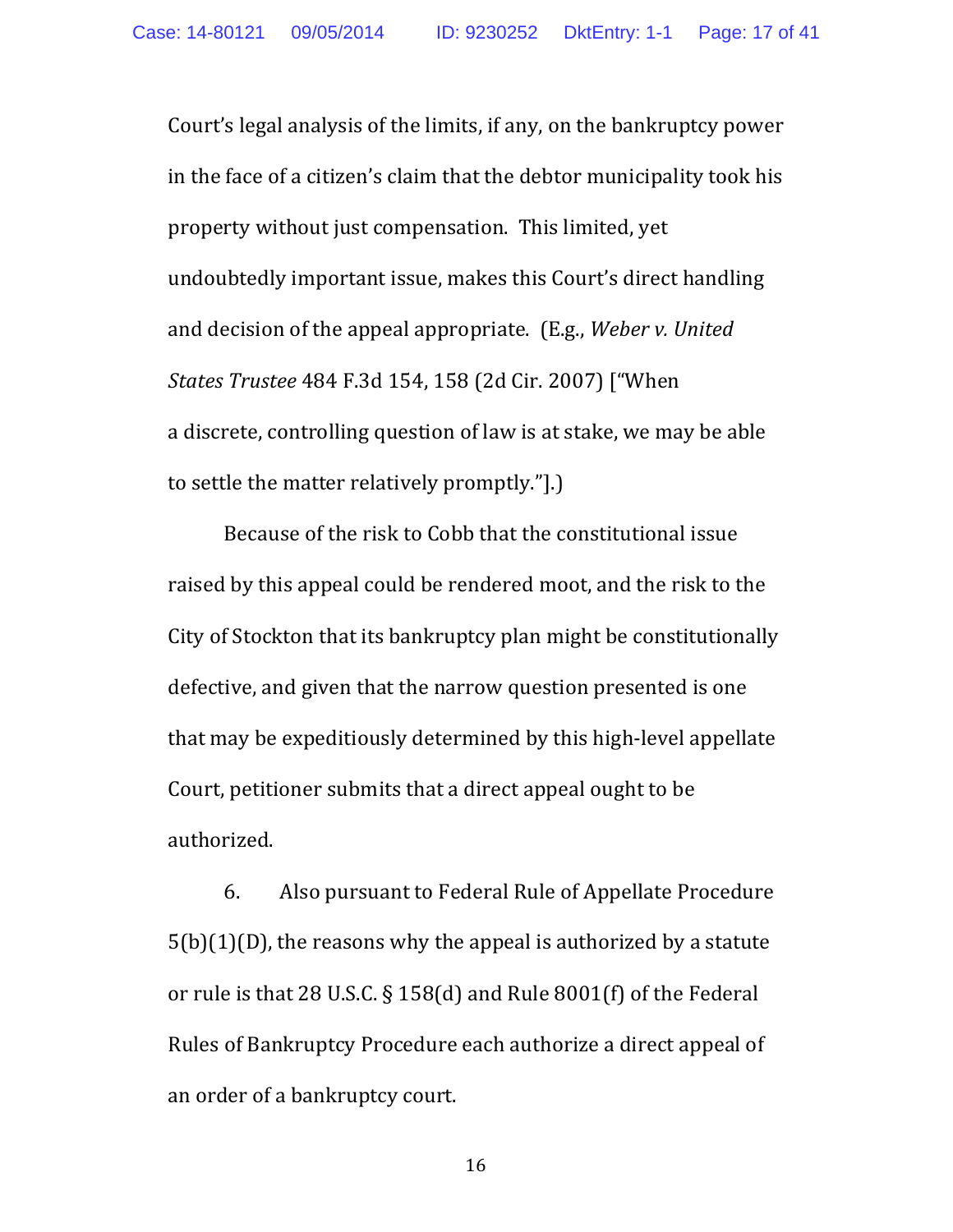Court's legal analysis of the limits, if any, on the bankruptcy power in the face of a citizen's claim that the debtor municipality took his property without just compensation. This limited, yet undoubtedly important issue, makes this Court's direct handling and decision of the appeal appropriate. (E.g., *Weber v. United States Trustee* 484 F.3d 154, 158 (2d Cir. 2007) ["When a discrete, controlling question of law is at stake, we may be able to settle the matter relatively promptly."].)

Because of the risk to Cobb that the constitutional issue raised by this appeal could be rendered moot, and the risk to the City of Stockton that its bankruptcy plan might be constitutionally defective, and given that the narrow question presented is one that may be expeditiously determined by this high-level appellate Court, petitioner submits that a direct appeal ought to be authorized.

6. Also pursuant to Federal Rule of Appellate Procedure 5(b)(1)(D), the reasons why the appeal is authorized by a statute or rule is that 28 U.S.C. § 158(d) and Rule 8001(f) of the Federal Rules of Bankruptcy Procedure each authorize a direct appeal of an order of a bankruptcy court.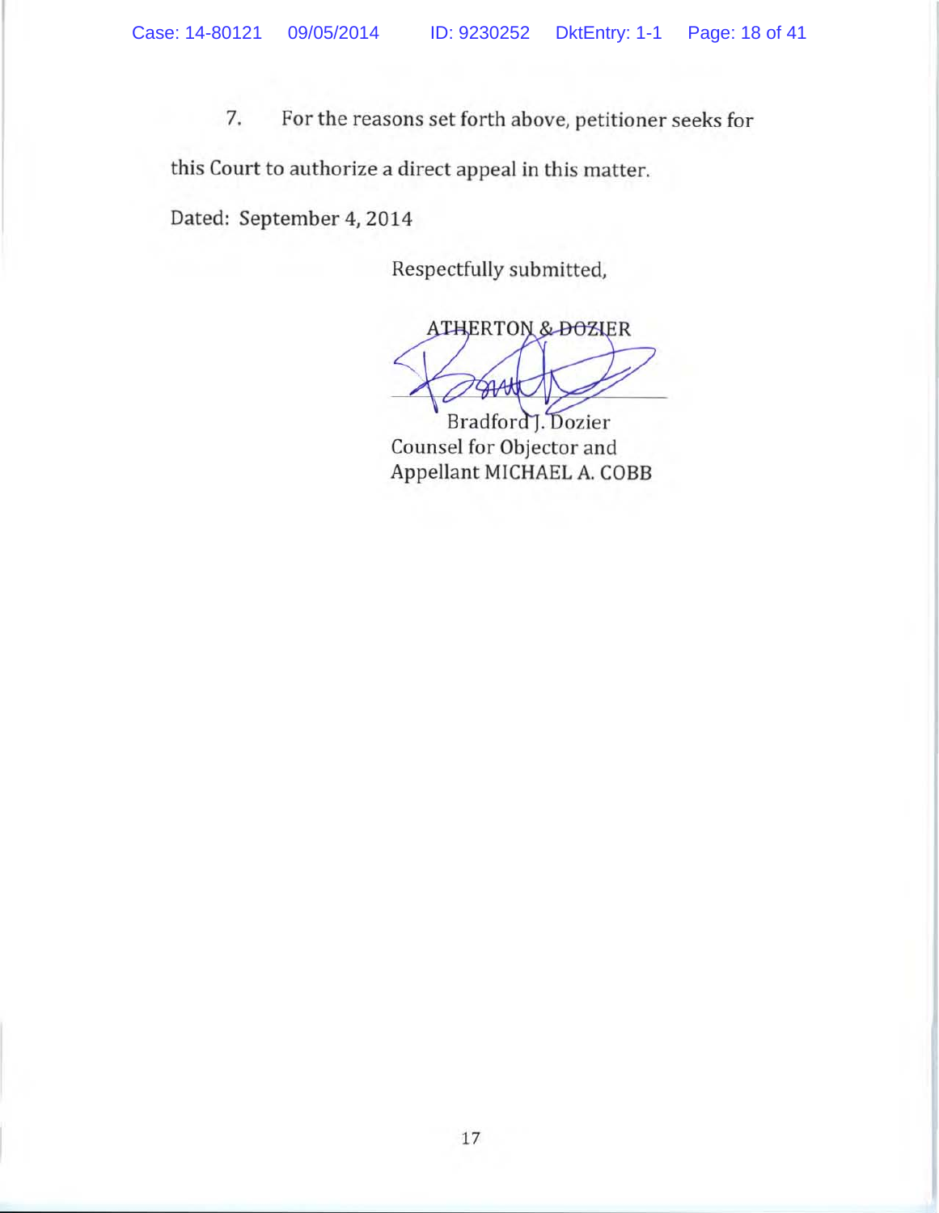7. For the reasons set forth above, petitioner seeks for this Court to authorize a direct appeal in this matter.

Dated: September 4, 2014

Respectfully submitted,

ATHERTON & DOZIER

Bradford J. Dozier
Counsel for Objector and
Appellant MICHAEL A. COBB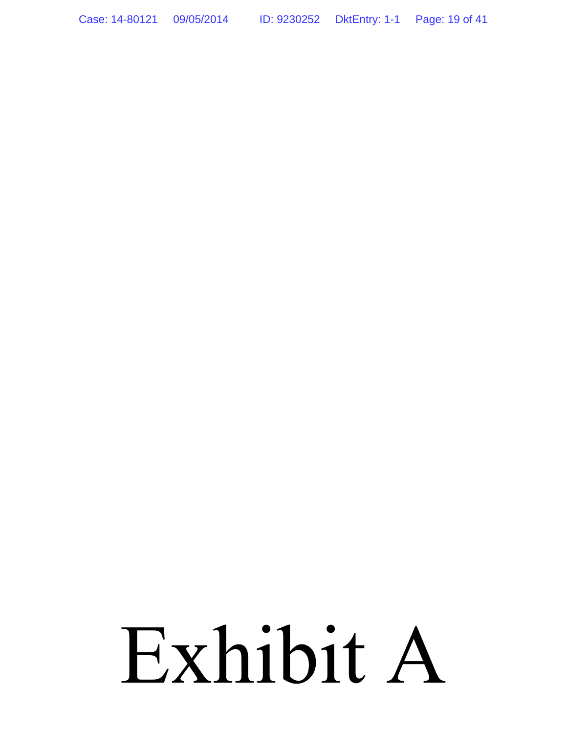# Exhibit A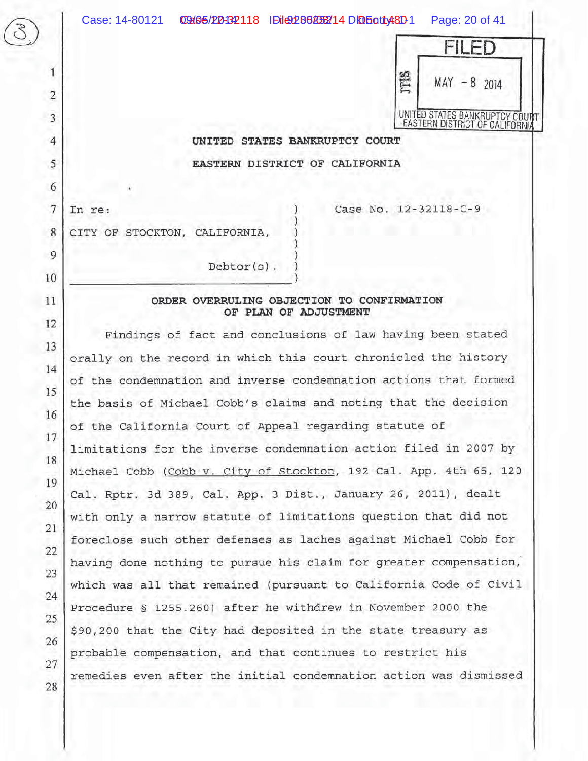FILED

MAY - 8 2014

UNITED STATES BANKRUPTCY COURT
EASTERN DISTRICT OF CALIFORNIA

**UNITED STATES BANKRUPTCY COURT**

**EASTERN DISTRICT OF CALIFORNIA**

| | |
|---|---|
| In re:<br><br>CITY OF STOCKTON, CALIFORNIA,<br><br>Debtor(s). | Case No. 12-32118-C-9 |

**ORDER OVERRULING OBJECTION TO CONFIRMATION OF PLAN OF ADJUSTMENT**

Findings of fact and conclusions of law having been stated orally on the record in which this court chronicled the history of the condemnation and inverse condemnation actions that formed the basis of Michael Cobb's claims and noting that the decision of the California Court of Appeal regarding statute of limitations for the inverse condemnation action filed in 2007 by Michael Cobb (Cobb v. City of Stockton, 192 Cal. App. 4th 65, 120 Cal. Rptr. 3d 389, Cal. App. 3 Dist., January 26, 2011), dealt with only a narrow statute of limitations question that did not foreclose such other defenses as laches against Michael Cobb for having done nothing to pursue his claim for greater compensation, which was all that remained (pursuant to California Code of Civil Procedure § 1255.260) after he withdrew in November 2000 the $90,200 that the City had deposited in the state treasury as probable compensation, and that continues to restrict his remedies even after the initial condemnation action was dismissed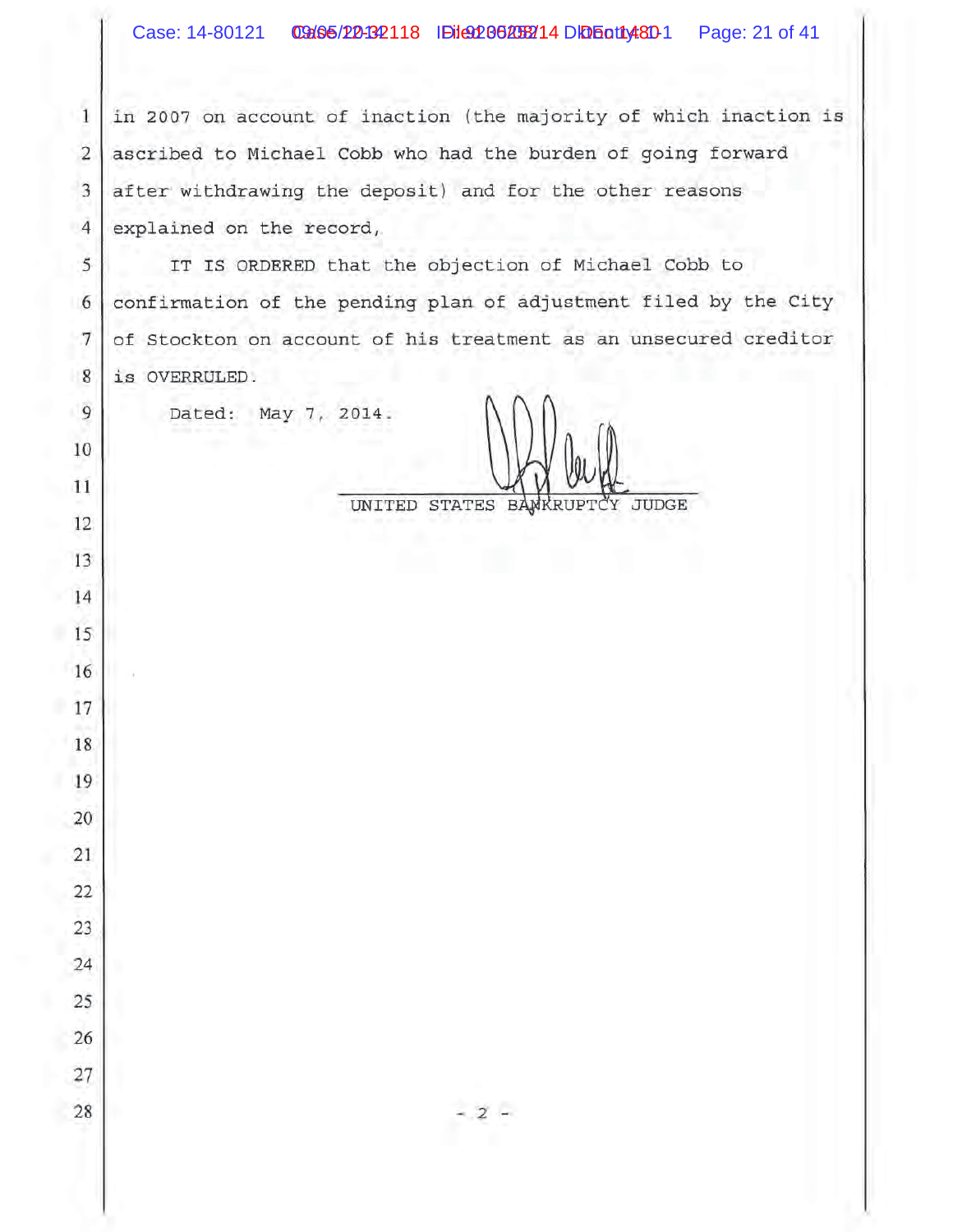in 2007 on account of inaction (the majority of which inaction is ascribed to Michael Cobb who had the burden of going forward after withdrawing the deposit) and for the other reasons explained on the record,

IT IS ORDERED that the objection of Michael Cobb to confirmation of the pending plan of adjustment filed by the City of Stockton on account of his treatment as an unsecured creditor is OVERRULED.

Dated: May 7, 2014.

UNITED STATES BANKRUPTCY JUDGE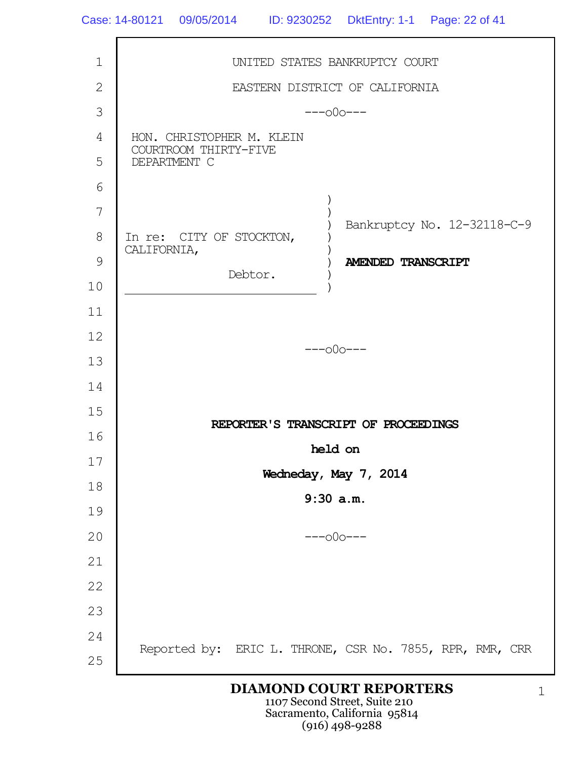UNITED STATES BANKRUPTCY COURT

EASTERN DISTRICT OF CALIFORNIA

---o0o---

HON. CHRISTOPHER M. KLEIN
COURTROOM THIRTY-FIVE
DEPARTMENT C

In re: CITY OF STOCKTON, CALIFORNIA,

Debtor.

Bankruptcy No. 12-32118-C-9

**AMENDED TRANSCRIPT**

---o0o---

**REPORTER'S TRANSCRIPT OF PROCEEDINGS**

**held on**

**Wedneday, May 7, 2014**

**9:30 a.m.**

---o0o---

Reported by: ERIC L. THRONE, CSR No. 7855, RPR, RMR, CRR

**DIAMOND COURT REPORTERS**
1107 Second Street, Suite 210
Sacramento, California 95814
(916) 498-9288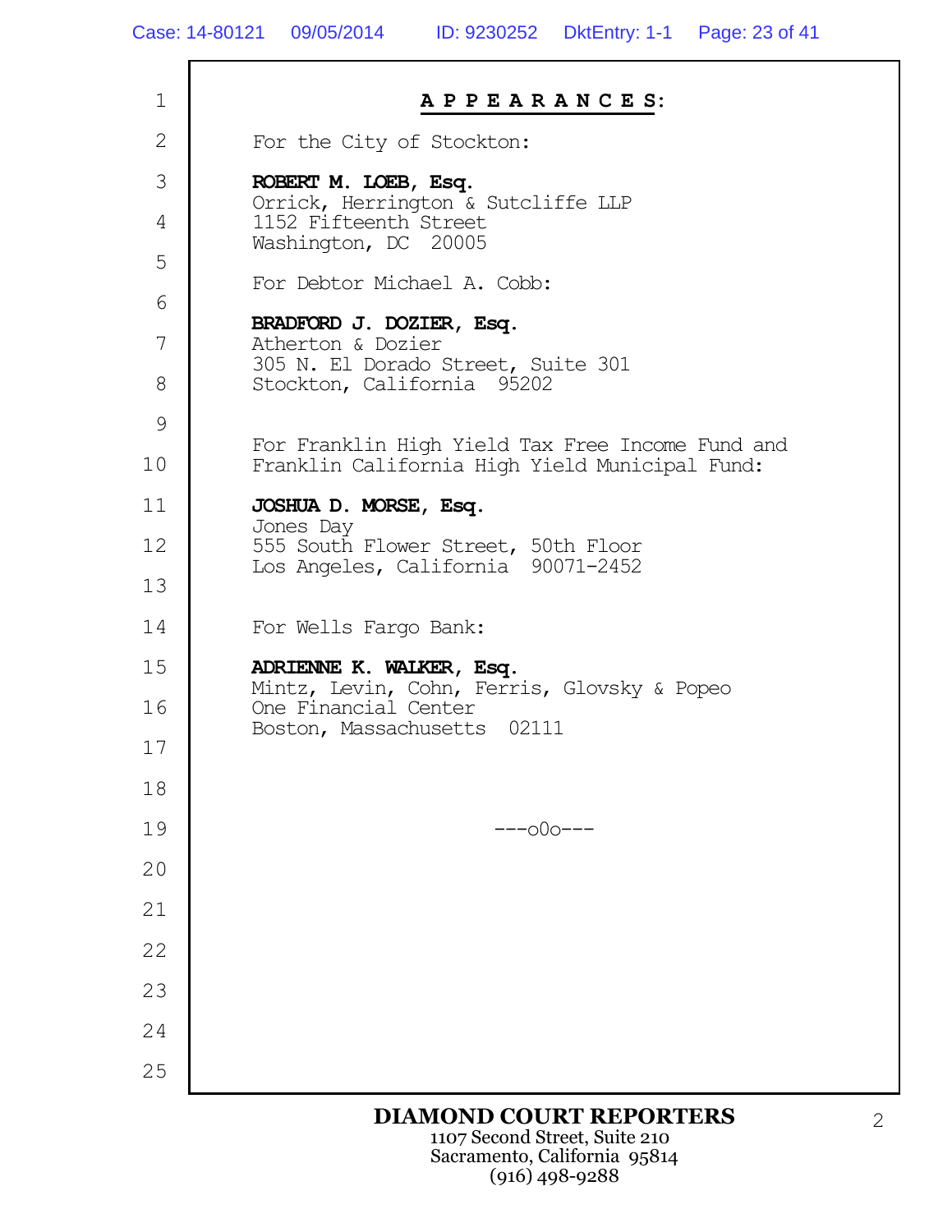# **APPEARANCES:**

For the City of Stockton:

**ROBERT M. LOEB, Esq.**
Orrick, Herrington & Sutcliffe LLP
1152 Fifteenth Street
Washington, DC 20005

For Debtor Michael A. Cobb:

**BRADFORD J. DOZIER, Esq.**
Atherton & Dozier
305 N. El Dorado Street, Suite 301
Stockton, California 95202

For Franklin High Yield Tax Free Income Fund and Franklin California High Yield Municipal Fund:

**JOSHUA D. MORSE, Esq.**
Jones Day
555 South Flower Street, 50th Floor
Los Angeles, California 90071-2452

For Wells Fargo Bank:

**ADRIENNE K. WALKER, Esq.**
Mintz, Levin, Cohn, Ferris, Glovsky & Popeo
One Financial Center
Boston, Massachusetts 02111

---o0o---

**DIAMOND COURT REPORTERS**
1107 Second Street, Suite 210
Sacramento, California 95814
(916) 498-9288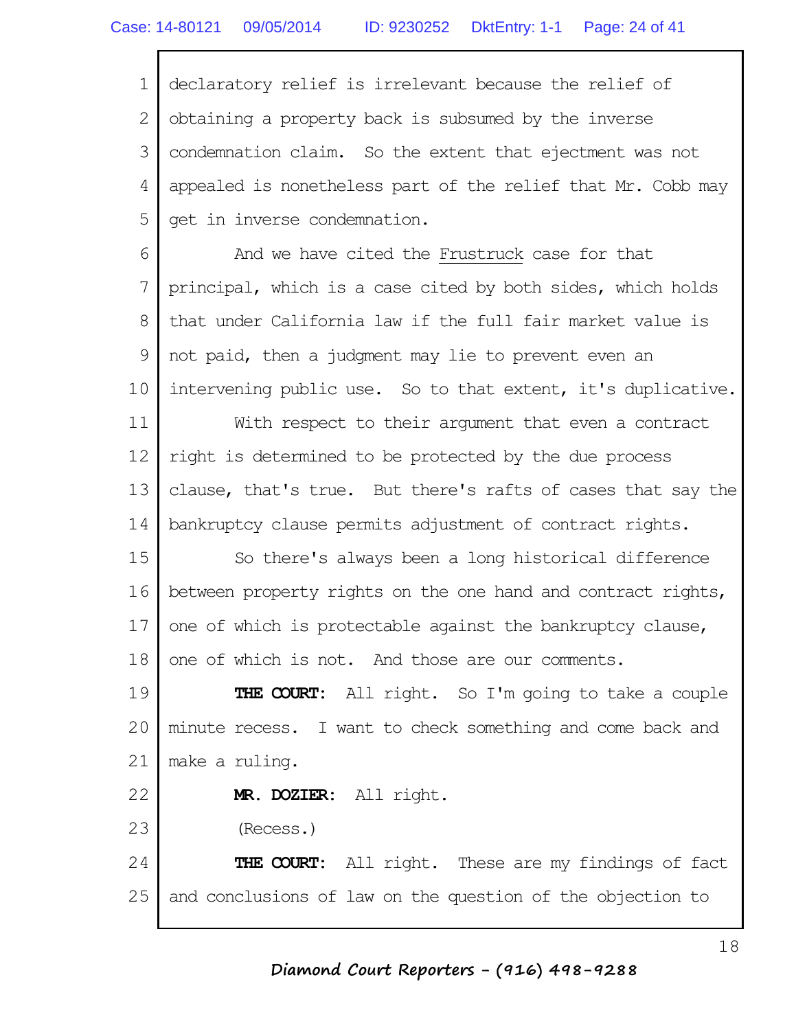declaratory relief is irrelevant because the relief of obtaining a property back is subsumed by the inverse condemnation claim. So the extent that ejectment was not appealed is nonetheless part of the relief that Mr. Cobb may get in inverse condemnation.

And we have cited the Frustruck case for that principal, which is a case cited by both sides, which holds that under California law if the full fair market value is not paid, then a judgment may lie to prevent even an intervening public use. So to that extent, it's duplicative.

With respect to their argument that even a contract right is determined to be protected by the due process clause, that's true. But there's rafts of cases that say the bankruptcy clause permits adjustment of contract rights.

So there's always been a long historical difference between property rights on the one hand and contract rights, one of which is protectable against the bankruptcy clause, one of which is not. And those are our comments.

**THE COURT:** All right. So I'm going to take a couple minute recess. I want to check something and come back and make a ruling.

**MR. DOZIER:** All right.

(Recess.)

**THE COURT:** All right. These are my findings of fact and conclusions of law on the question of the objection to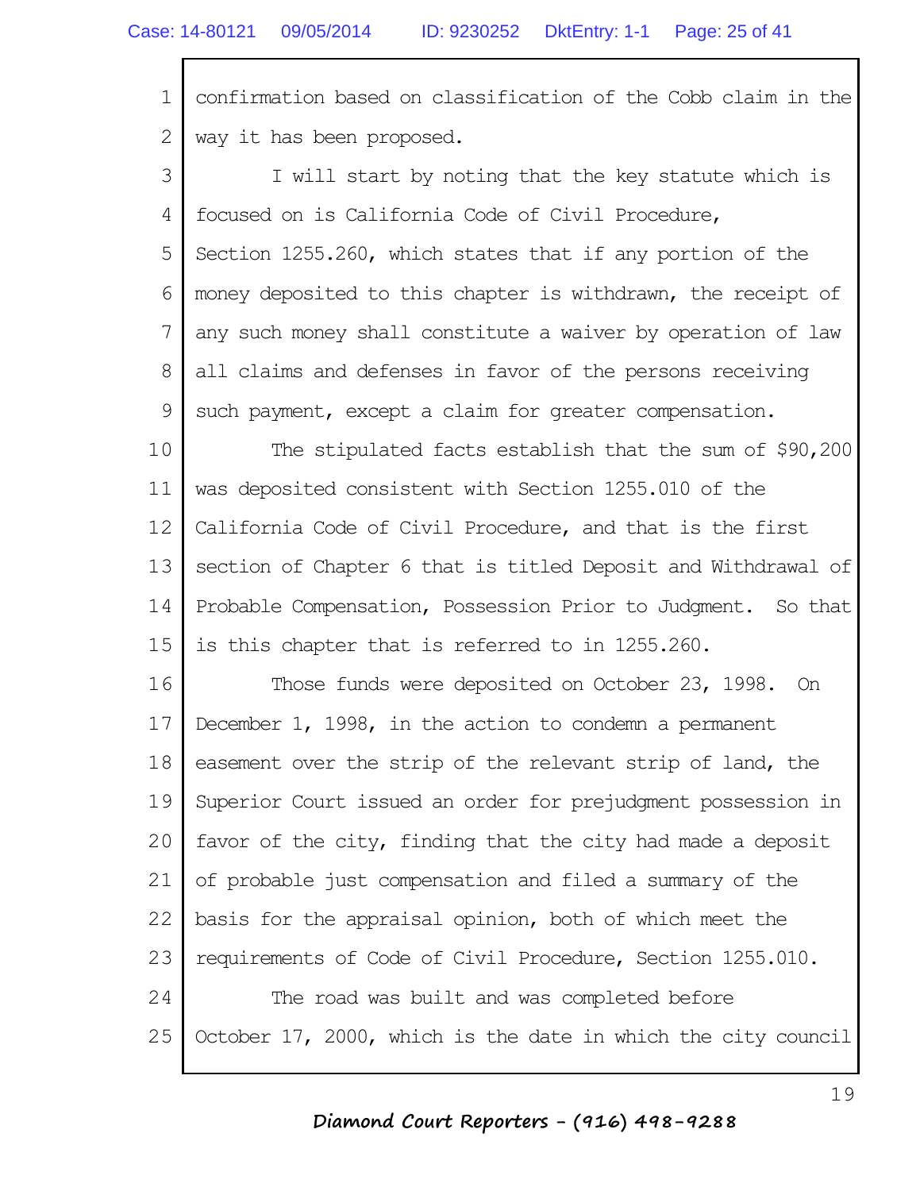confirmation based on classification of the Cobb claim in the way it has been proposed.

I will start by noting that the key statute which is focused on is California Code of Civil Procedure, Section 1255.260, which states that if any portion of the money deposited to this chapter is withdrawn, the receipt of any such money shall constitute a waiver by operation of law all claims and defenses in favor of the persons receiving such payment, except a claim for greater compensation.

The stipulated facts establish that the sum of $90,200 was deposited consistent with Section 1255.010 of the California Code of Civil Procedure, and that is the first section of Chapter 6 that is titled Deposit and Withdrawal of Probable Compensation, Possession Prior to Judgment. So that is this chapter that is referred to in 1255.260.

Those funds were deposited on October 23, 1998. On December 1, 1998, in the action to condemn a permanent easement over the strip of the relevant strip of land, the Superior Court issued an order for prejudgment possession in favor of the city, finding that the city had made a deposit of probable just compensation and filed a summary of the basis for the appraisal opinion, both of which meet the requirements of Code of Civil Procedure, Section 1255.010.

The road was built and was completed before October 17, 2000, which is the date in which the city council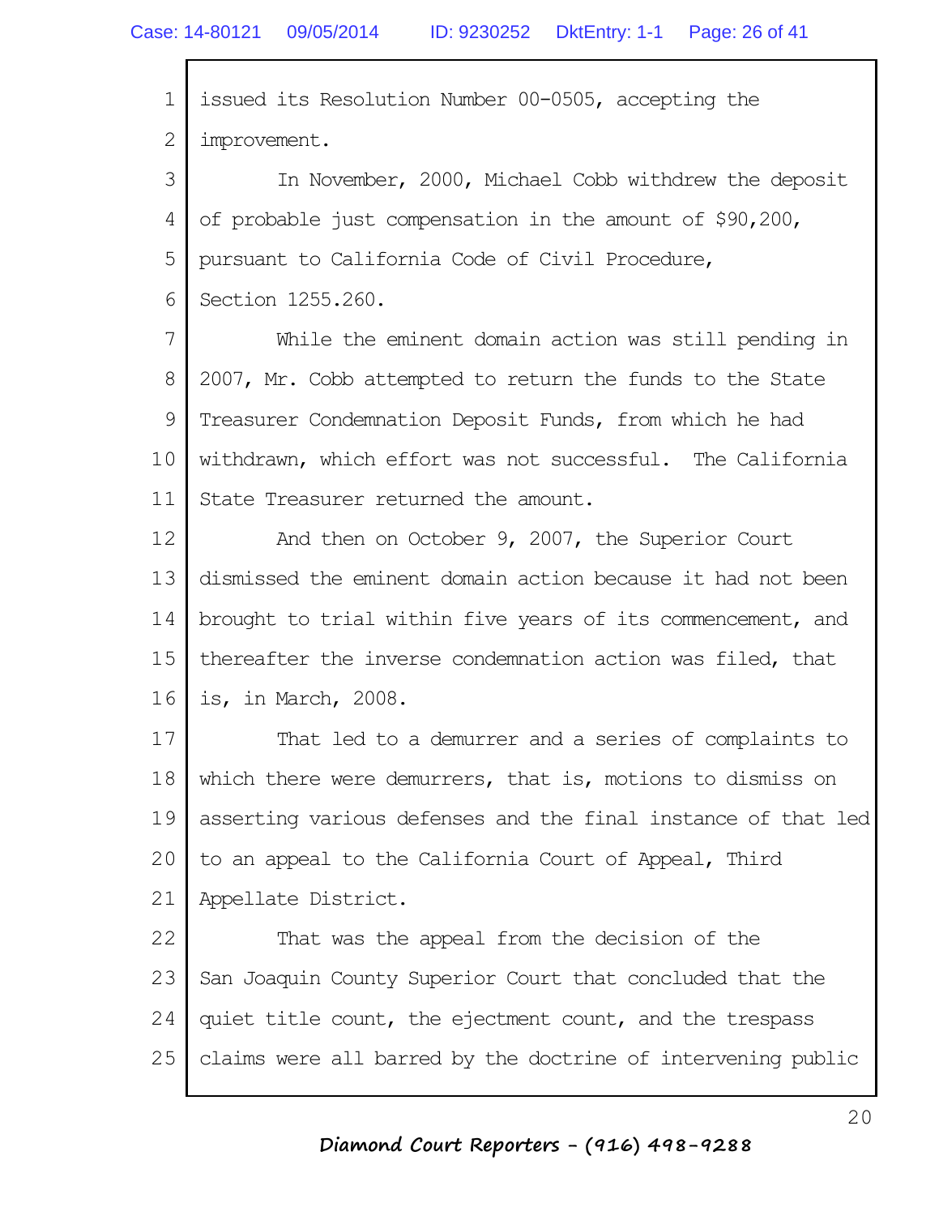issued its Resolution Number 00-0505, accepting the improvement.

In November, 2000, Michael Cobb withdrew the deposit of probable just compensation in the amount of $90,200, pursuant to California Code of Civil Procedure, Section 1255.260.

While the eminent domain action was still pending in 2007, Mr. Cobb attempted to return the funds to the State Treasurer Condemnation Deposit Funds, from which he had withdrawn, which effort was not successful. The California State Treasurer returned the amount.

And then on October 9, 2007, the Superior Court dismissed the eminent domain action because it had not been brought to trial within five years of its commencement, and thereafter the inverse condemnation action was filed, that is, in March, 2008.

That led to a demurrer and a series of complaints to which there were demurrers, that is, motions to dismiss on asserting various defenses and the final instance of that led to an appeal to the California Court of Appeal, Third Appellate District.

That was the appeal from the decision of the San Joaquin County Superior Court that concluded that the quiet title count, the ejectment count, and the trespass claims were all barred by the doctrine of intervening public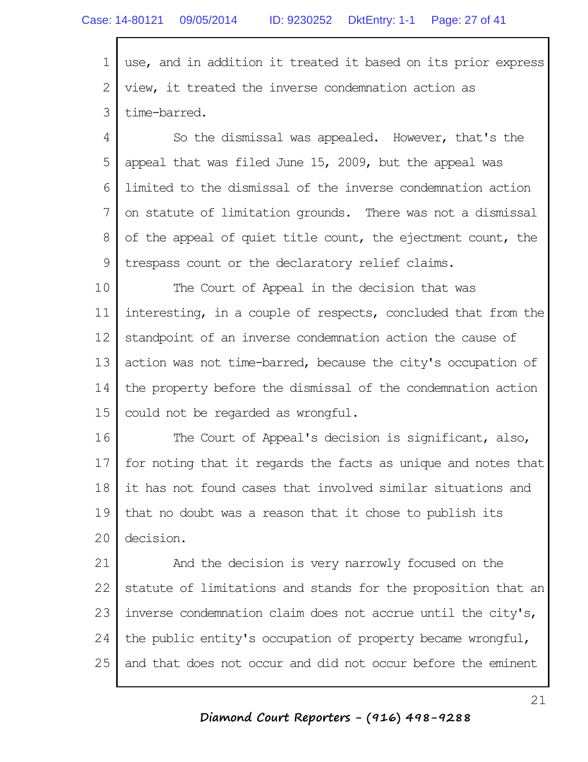use, and in addition it treated it based on its prior express view, it treated the inverse condemnation action as time-barred.

So the dismissal was appealed. However, that's the appeal that was filed June 15, 2009, but the appeal was limited to the dismissal of the inverse condemnation action on statute of limitation grounds. There was not a dismissal of the appeal of quiet title count, the ejectment count, the trespass count or the declaratory relief claims.

The Court of Appeal in the decision that was interesting, in a couple of respects, concluded that from the standpoint of an inverse condemnation action the cause of action was not time-barred, because the city's occupation of the property before the dismissal of the condemnation action could not be regarded as wrongful.

The Court of Appeal's decision is significant, also, for noting that it regards the facts as unique and notes that it has not found cases that involved similar situations and that no doubt was a reason that it chose to publish its decision.

And the decision is very narrowly focused on the statute of limitations and stands for the proposition that an inverse condemnation claim does not accrue until the city's, the public entity's occupation of property became wrongful, and that does not occur and did not occur before the eminent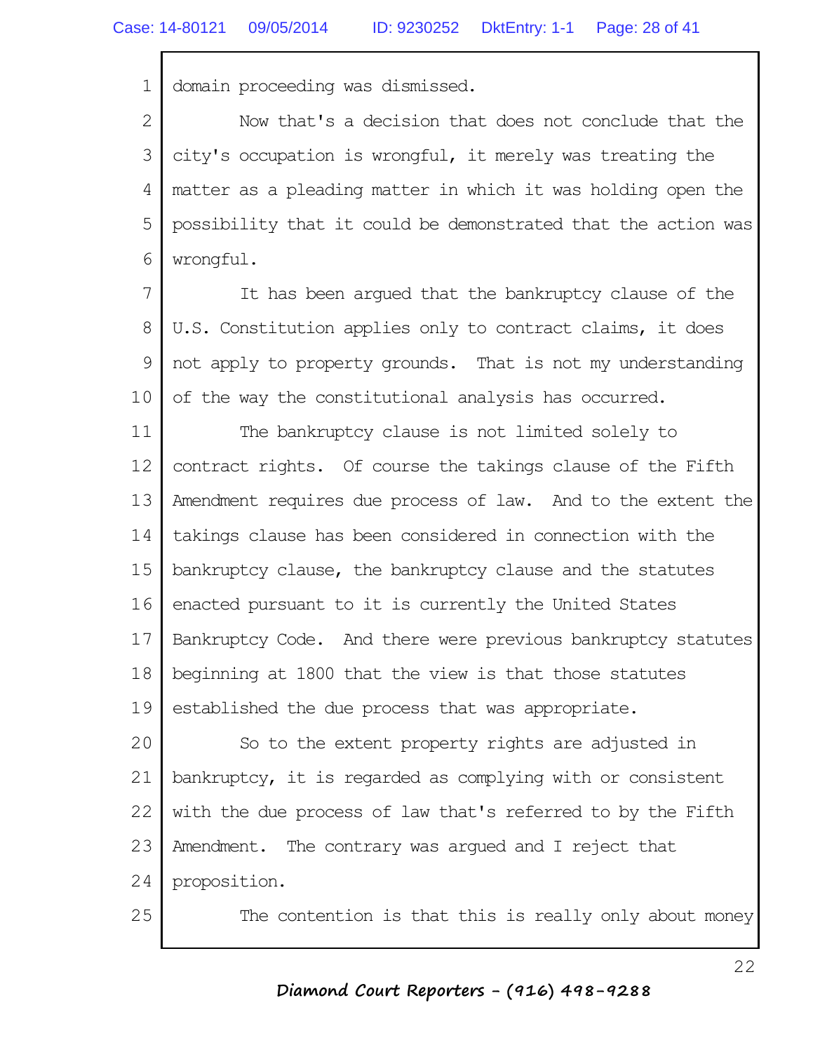domain proceeding was dismissed.

Now that's a decision that does not conclude that the city's occupation is wrongful, it merely was treating the matter as a pleading matter in which it was holding open the possibility that it could be demonstrated that the action was wrongful.

It has been argued that the bankruptcy clause of the U.S. Constitution applies only to contract claims, it does not apply to property grounds. That is not my understanding of the way the constitutional analysis has occurred.

The bankruptcy clause is not limited solely to contract rights. Of course the takings clause of the Fifth Amendment requires due process of law. And to the extent the takings clause has been considered in connection with the bankruptcy clause, the bankruptcy clause and the statutes enacted pursuant to it is currently the United States Bankruptcy Code. And there were previous bankruptcy statutes beginning at 1800 that the view is that those statutes established the due process that was appropriate.

So to the extent property rights are adjusted in bankruptcy, it is regarded as complying with or consistent with the due process of law that's referred to by the Fifth Amendment. The contrary was argued and I reject that proposition.

The contention is that this is really only about money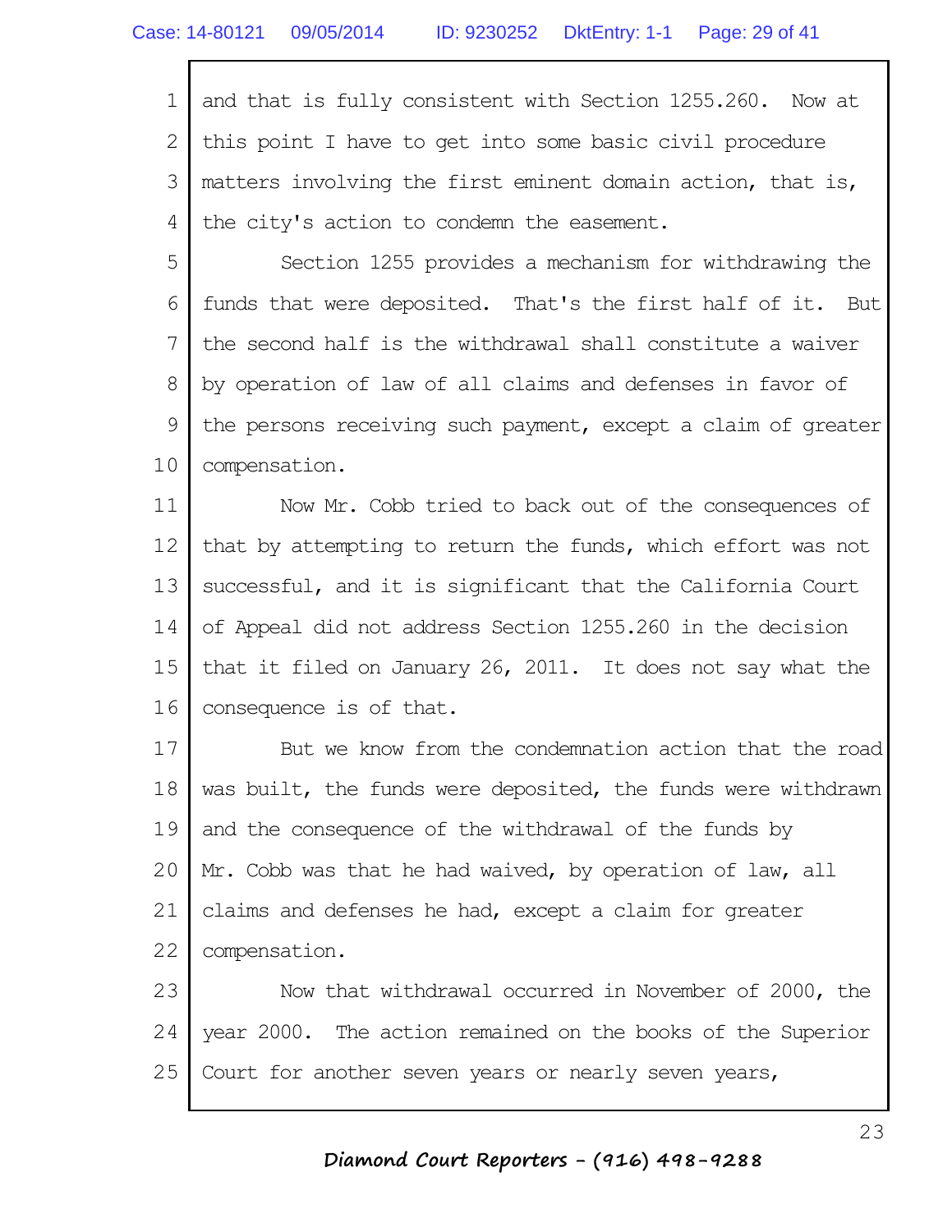and that is fully consistent with Section 1255.260. Now at this point I have to get into some basic civil procedure matters involving the first eminent domain action, that is, the city's action to condemn the easement.

Section 1255 provides a mechanism for withdrawing the funds that were deposited. That's the first half of it. But the second half is the withdrawal shall constitute a waiver by operation of law of all claims and defenses in favor of the persons receiving such payment, except a claim of greater compensation.

Now Mr. Cobb tried to back out of the consequences of that by attempting to return the funds, which effort was not successful, and it is significant that the California Court of Appeal did not address Section 1255.260 in the decision that it filed on January 26, 2011. It does not say what the consequence is of that.

But we know from the condemnation action that the road was built, the funds were deposited, the funds were withdrawn and the consequence of the withdrawal of the funds by Mr. Cobb was that he had waived, by operation of law, all claims and defenses he had, except a claim for greater compensation.

Now that withdrawal occurred in November of 2000, the year 2000. The action remained on the books of the Superior Court for another seven years or nearly seven years,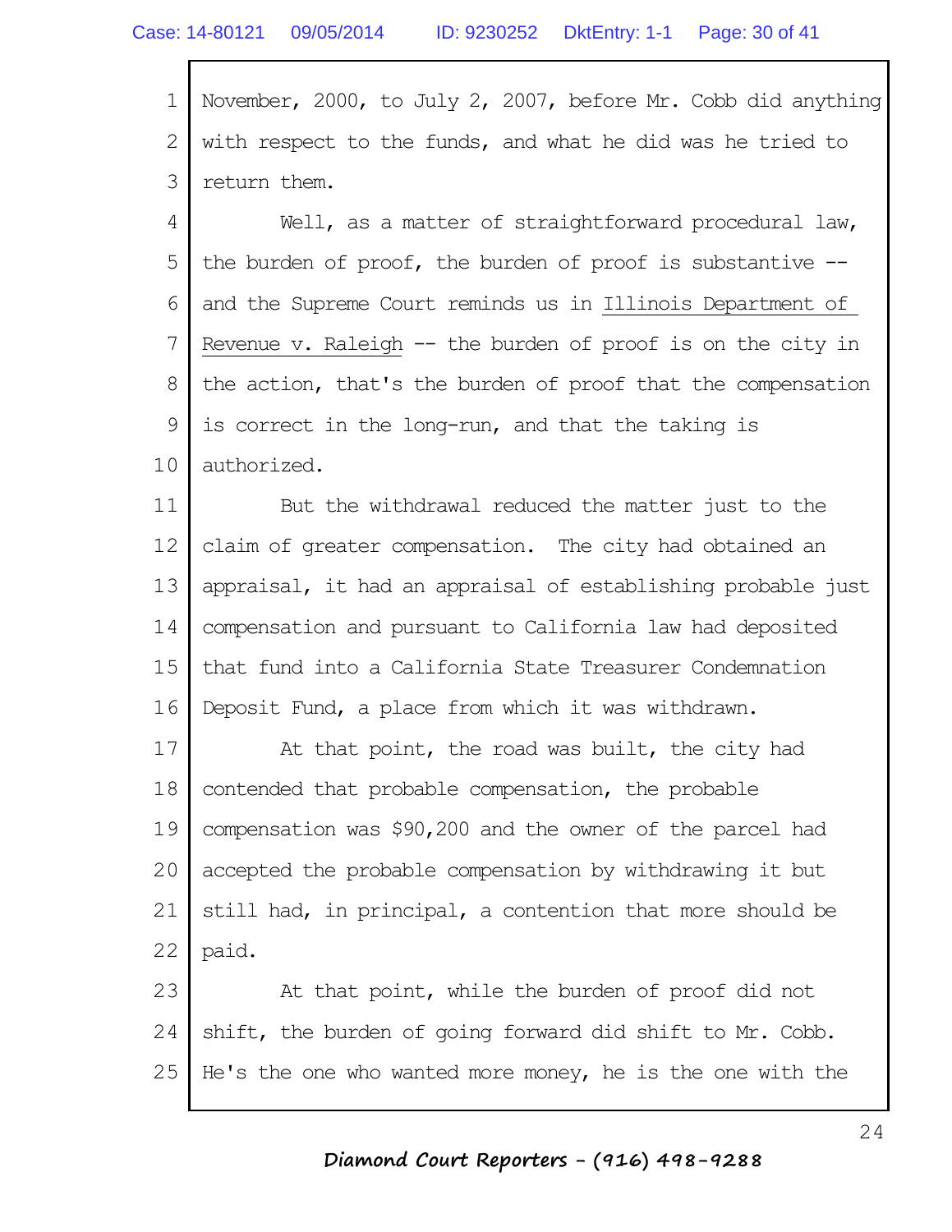November, 2000, to July 2, 2007, before Mr. Cobb did anything with respect to the funds, and what he did was he tried to return them.

Well, as a matter of straightforward procedural law, the burden of proof, the burden of proof is substantive -- and the Supreme Court reminds us in Illinois Department of Revenue v. Raleigh -- the burden of proof is on the city in the action, that's the burden of proof that the compensation is correct in the long-run, and that the taking is authorized.

But the withdrawal reduced the matter just to the claim of greater compensation. The city had obtained an appraisal, it had an appraisal of establishing probable just compensation and pursuant to California law had deposited that fund into a California State Treasurer Condemnation Deposit Fund, a place from which it was withdrawn.

At that point, the road was built, the city had contended that probable compensation, the probable compensation was $90,200 and the owner of the parcel had accepted the probable compensation by withdrawing it but still had, in principal, a contention that more should be paid.

At that point, while the burden of proof did not shift, the burden of going forward did shift to Mr. Cobb. He's the one who wanted more money, he is the one with the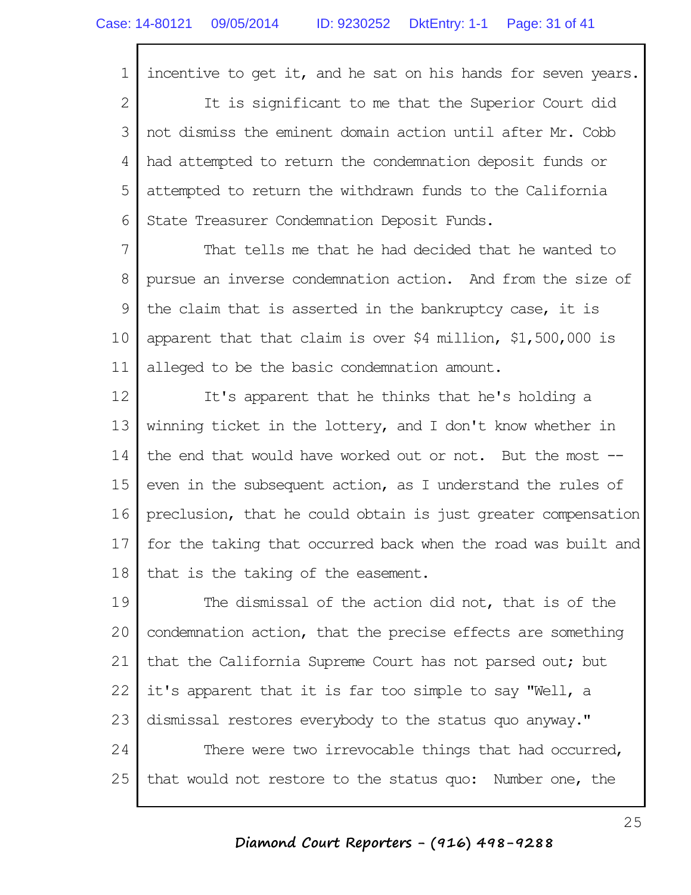incentive to get it, and he sat on his hands for seven years.

It is significant to me that the Superior Court did not dismiss the eminent domain action until after Mr. Cobb had attempted to return the condemnation deposit funds or attempted to return the withdrawn funds to the California State Treasurer Condemnation Deposit Funds.

That tells me that he had decided that he wanted to pursue an inverse condemnation action. And from the size of the claim that is asserted in the bankruptcy case, it is apparent that that claim is over $4 million, $1,500,000 is alleged to be the basic condemnation amount.

It's apparent that he thinks that he's holding a winning ticket in the lottery, and I don't know whether in the end that would have worked out or not. But the most -- even in the subsequent action, as I understand the rules of preclusion, that he could obtain is just greater compensation for the taking that occurred back when the road was built and that is the taking of the easement.

The dismissal of the action did not, that is of the condemnation action, that the precise effects are something that the California Supreme Court has not parsed out; but it's apparent that it is far too simple to say "Well, a dismissal restores everybody to the status quo anyway."

There were two irrevocable things that had occurred, that would not restore to the status quo: Number one, the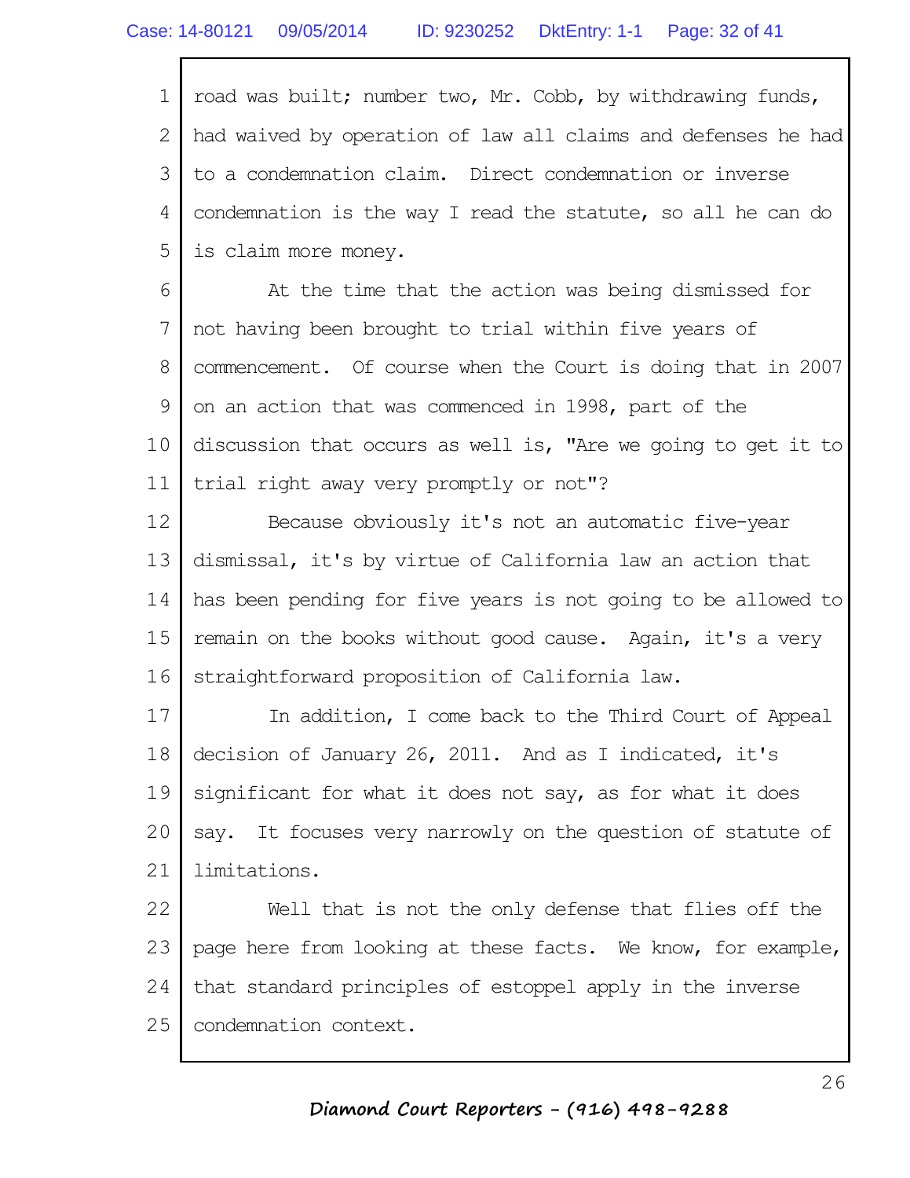road was built; number two, Mr. Cobb, by withdrawing funds, had waived by operation of law all claims and defenses he had to a condemnation claim. Direct condemnation or inverse condemnation is the way I read the statute, so all he can do is claim more money.

At the time that the action was being dismissed for not having been brought to trial within five years of commencement. Of course when the Court is doing that in 2007 on an action that was commenced in 1998, part of the discussion that occurs as well is, "Are we going to get it to trial right away very promptly or not"?

Because obviously it's not an automatic five-year dismissal, it's by virtue of California law an action that has been pending for five years is not going to be allowed to remain on the books without good cause. Again, it's a very straightforward proposition of California law.

In addition, I come back to the Third Court of Appeal decision of January 26, 2011. And as I indicated, it's significant for what it does not say, as for what it does say. It focuses very narrowly on the question of statute of limitations.

Well that is not the only defense that flies off the page here from looking at these facts. We know, for example, that standard principles of estoppel apply in the inverse condemnation context.

*Diamond Court Reporters - (916) 498-9288*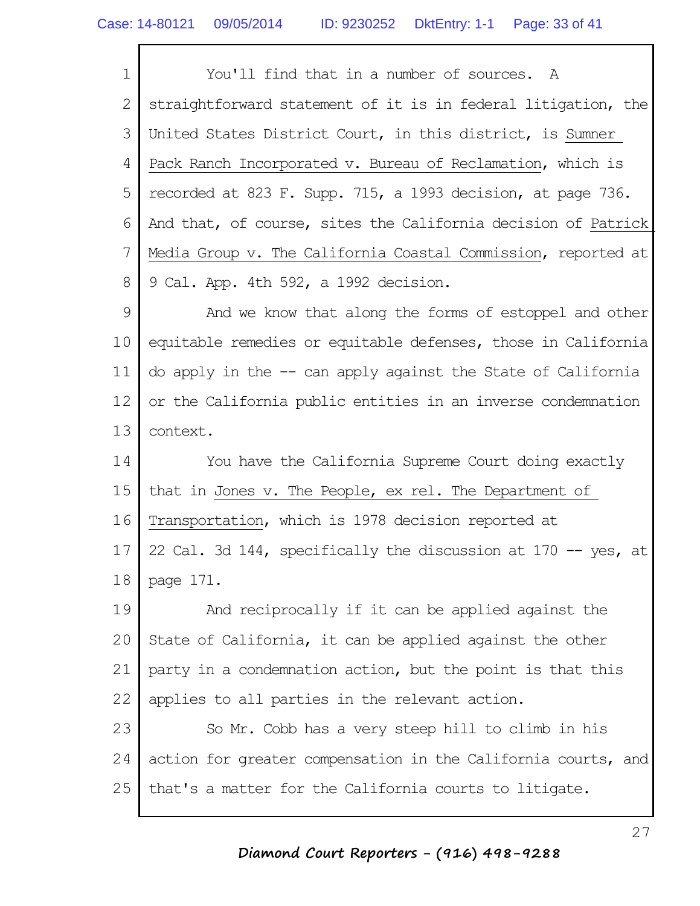You'll find that in a number of sources. A straightforward statement of it is in federal litigation, the United States District Court, in this district, is Sumner Pack Ranch Incorporated v. Bureau of Reclamation, which is recorded at 823 F. Supp. 715, a 1993 decision, at page 736. And that, of course, sites the California decision of Patrick Media Group v. The California Coastal Commission, reported at 9 Cal. App. 4th 592, a 1992 decision.

And we know that along the forms of estoppel and other equitable remedies or equitable defenses, those in California do apply in the -- can apply against the State of California or the California public entities in an inverse condemnation context.

You have the California Supreme Court doing exactly that in Jones v. The People, ex rel. The Department of Transportation, which is 1978 decision reported at 22 Cal. 3d 144, specifically the discussion at 170 -- yes, at page 171.

And reciprocally if it can be applied against the State of California, it can be applied against the other party in a condemnation action, but the point is that this applies to all parties in the relevant action.

So Mr. Cobb has a very steep hill to climb in his action for greater compensation in the California courts, and that's a matter for the California courts to litigate.

Diamond Court Reporters - (916) 498-9288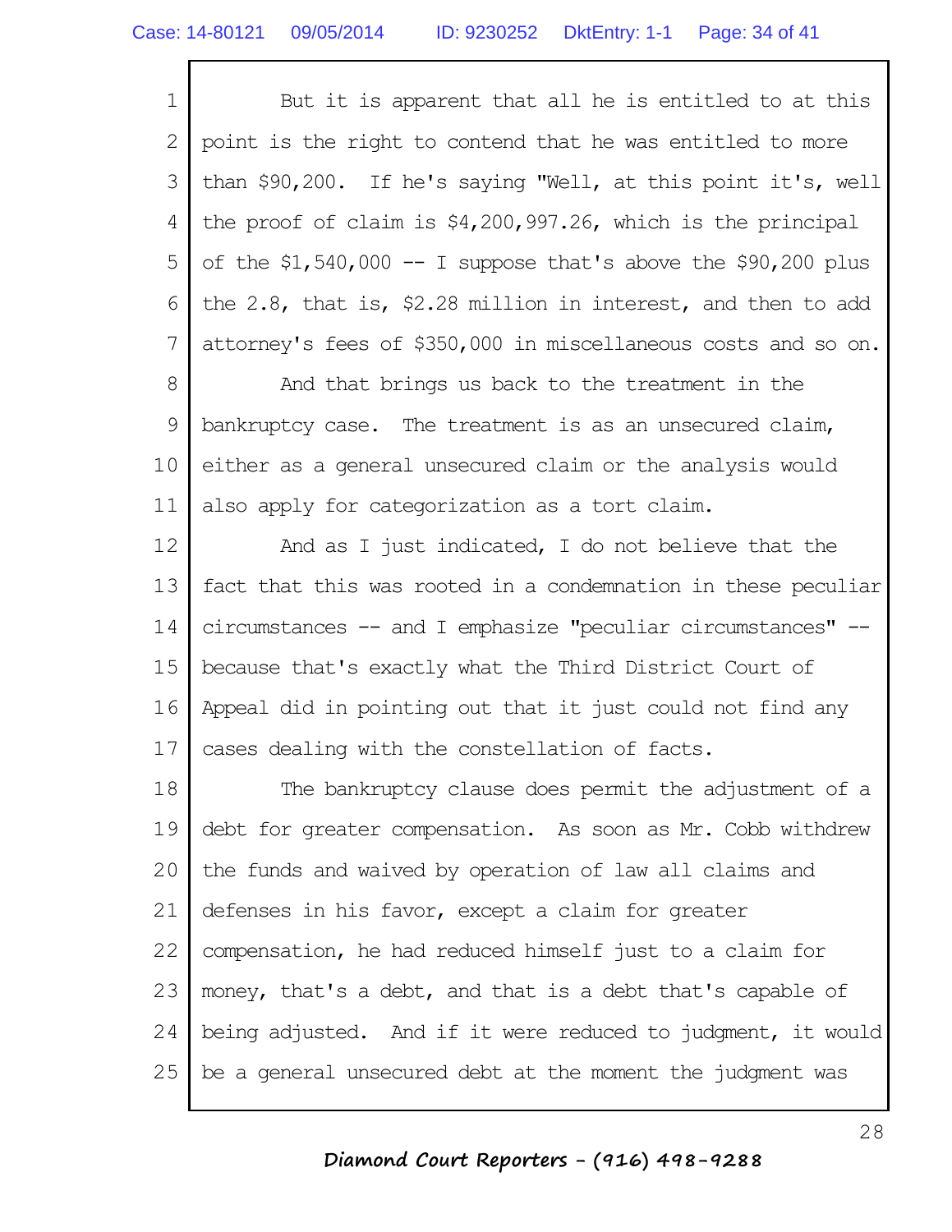But it is apparent that all he is entitled to at this point is the right to contend that he was entitled to more than $90,200. If he's saying "Well, at this point it's, well the proof of claim is $4,200,997.26, which is the principal of the $1,540,000 -- I suppose that's above the $90,200 plus the 2.8, that is, $2.28 million in interest, and then to add attorney's fees of $350,000 in miscellaneous costs and so on.

And that brings us back to the treatment in the bankruptcy case. The treatment is as an unsecured claim, either as a general unsecured claim or the analysis would also apply for categorization as a tort claim.

And as I just indicated, I do not believe that the fact that this was rooted in a condemnation in these peculiar circumstances -- and I emphasize "peculiar circumstances" -- because that's exactly what the Third District Court of Appeal did in pointing out that it just could not find any cases dealing with the constellation of facts.

The bankruptcy clause does permit the adjustment of a debt for greater compensation. As soon as Mr. Cobb withdrew the funds and waived by operation of law all claims and defenses in his favor, except a claim for greater compensation, he had reduced himself just to a claim for money, that's a debt, and that is a debt that's capable of being adjusted. And if it were reduced to judgment, it would be a general unsecured debt at the moment the judgment was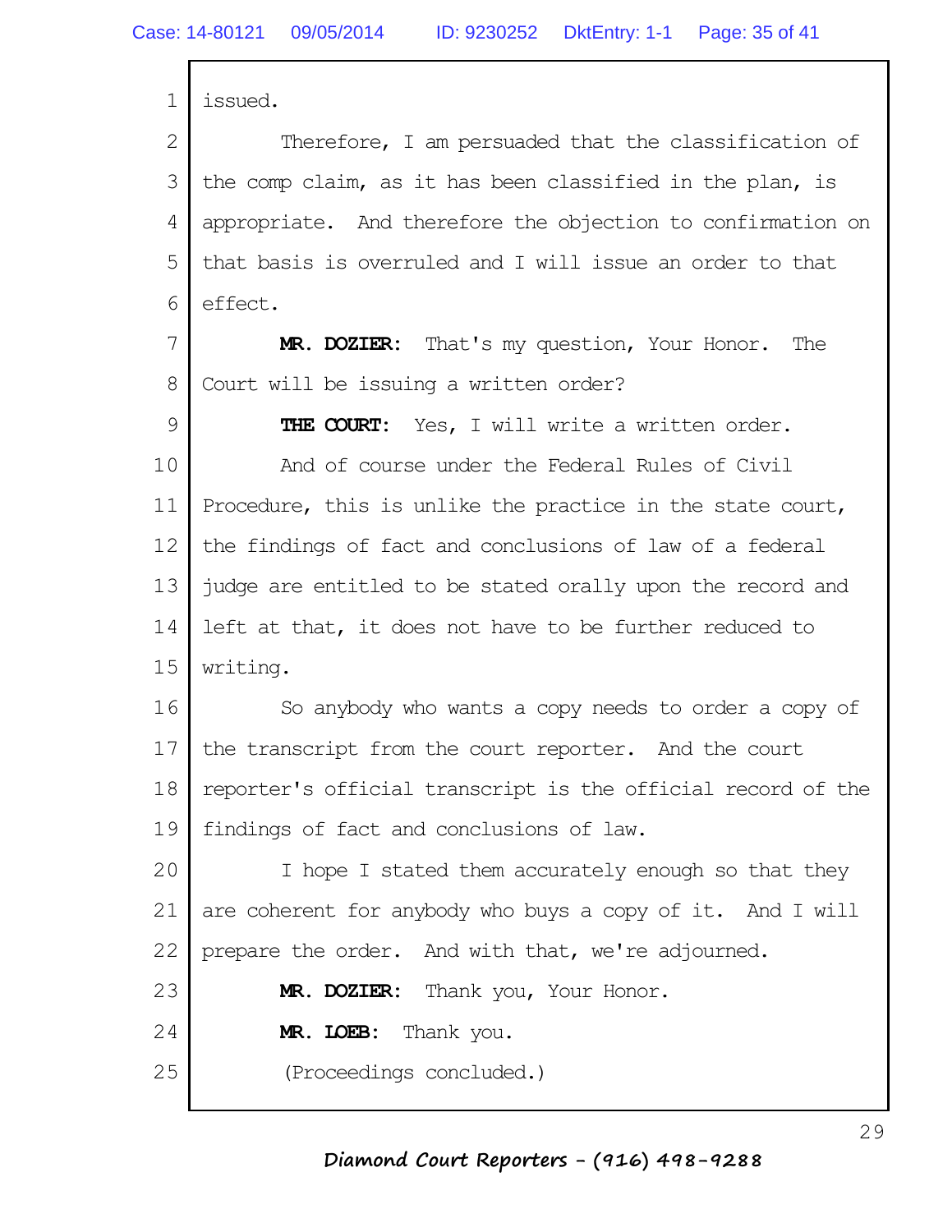issued.

Therefore, I am persuaded that the classification of the comp claim, as it has been classified in the plan, is appropriate. And therefore the objection to confirmation on that basis is overruled and I will issue an order to that effect.

**MR. DOZIER:** That's my question, Your Honor. The Court will be issuing a written order?

**THE COURT:** Yes, I will write a written order.

And of course under the Federal Rules of Civil Procedure, this is unlike the practice in the state court, the findings of fact and conclusions of law of a federal judge are entitled to be stated orally upon the record and left at that, it does not have to be further reduced to writing.

So anybody who wants a copy needs to order a copy of the transcript from the court reporter. And the court reporter's official transcript is the official record of the findings of fact and conclusions of law.

I hope I stated them accurately enough so that they are coherent for anybody who buys a copy of it. And I will prepare the order. And with that, we're adjourned.

**MR. DOZIER:** Thank you, Your Honor.

**MR. LOEB:** Thank you.

(Proceedings concluded.)

*Diamond Court Reporters - (916) 498-9288*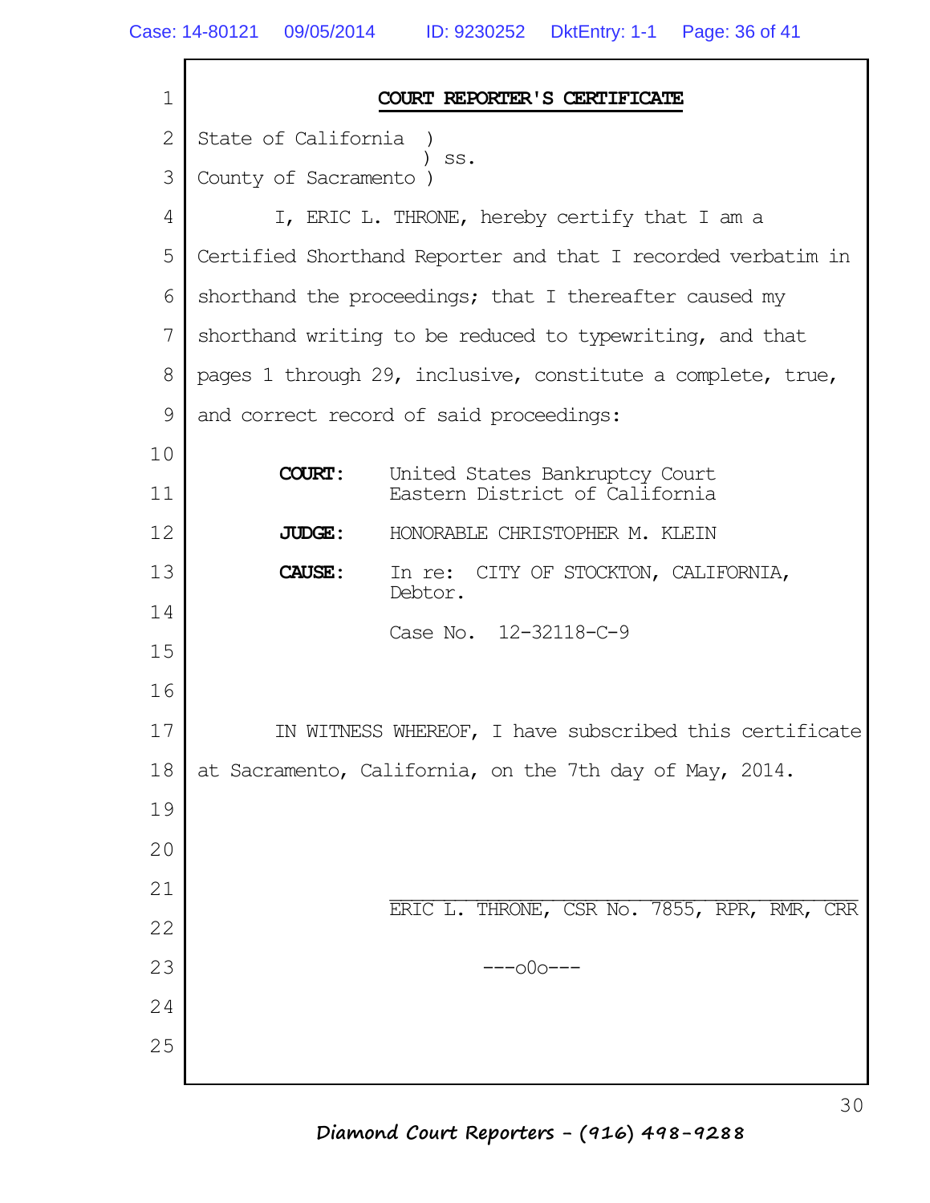## COURT REPORTER'S CERTIFICATE

State of California )
) ss.
County of Sacramento )

I, ERIC L. THRONE, hereby certify that I am a Certified Shorthand Reporter and that I recorded verbatim in shorthand the proceedings; that I thereafter caused my shorthand writing to be reduced to typewriting, and that pages 1 through 29, inclusive, constitute a complete, true, and correct record of said proceedings:

**COURT:** United States Bankruptcy Court
Eastern District of California

**JUDGE:** HONORABLE CHRISTOPHER M. KLEIN

**CAUSE:** In re: CITY OF STOCKTON, CALIFORNIA, Debtor.

Case No. 12-32118-C-9

IN WITNESS WHEREOF, I have subscribed this certificate at Sacramento, California, on the 7th day of May, 2014.

\_\_\_\_\_\_\_\_\_\_\_\_\_\_\_\_\_\_\_\_\_\_\_\_\_\_\_\_\_\_\_\_\_\_\_\_\_\_\_\_\_\_\_\_

ERIC L. THRONE, CSR No. 7855, RPR, RMR, CRR

---o0o---

*Diamond Court Reporters - (916) 498-9288*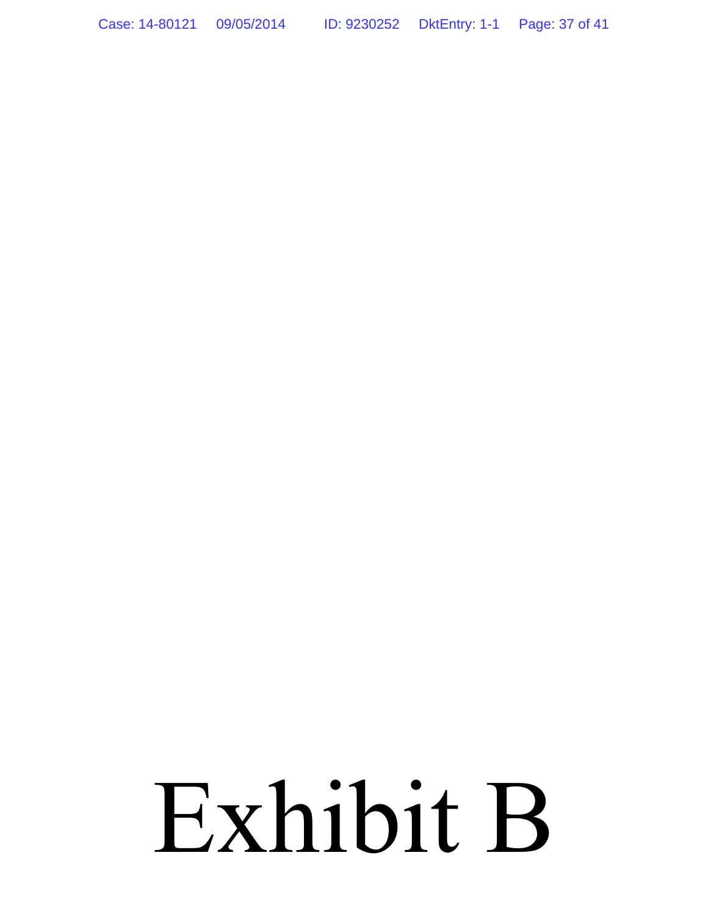# Exhibit B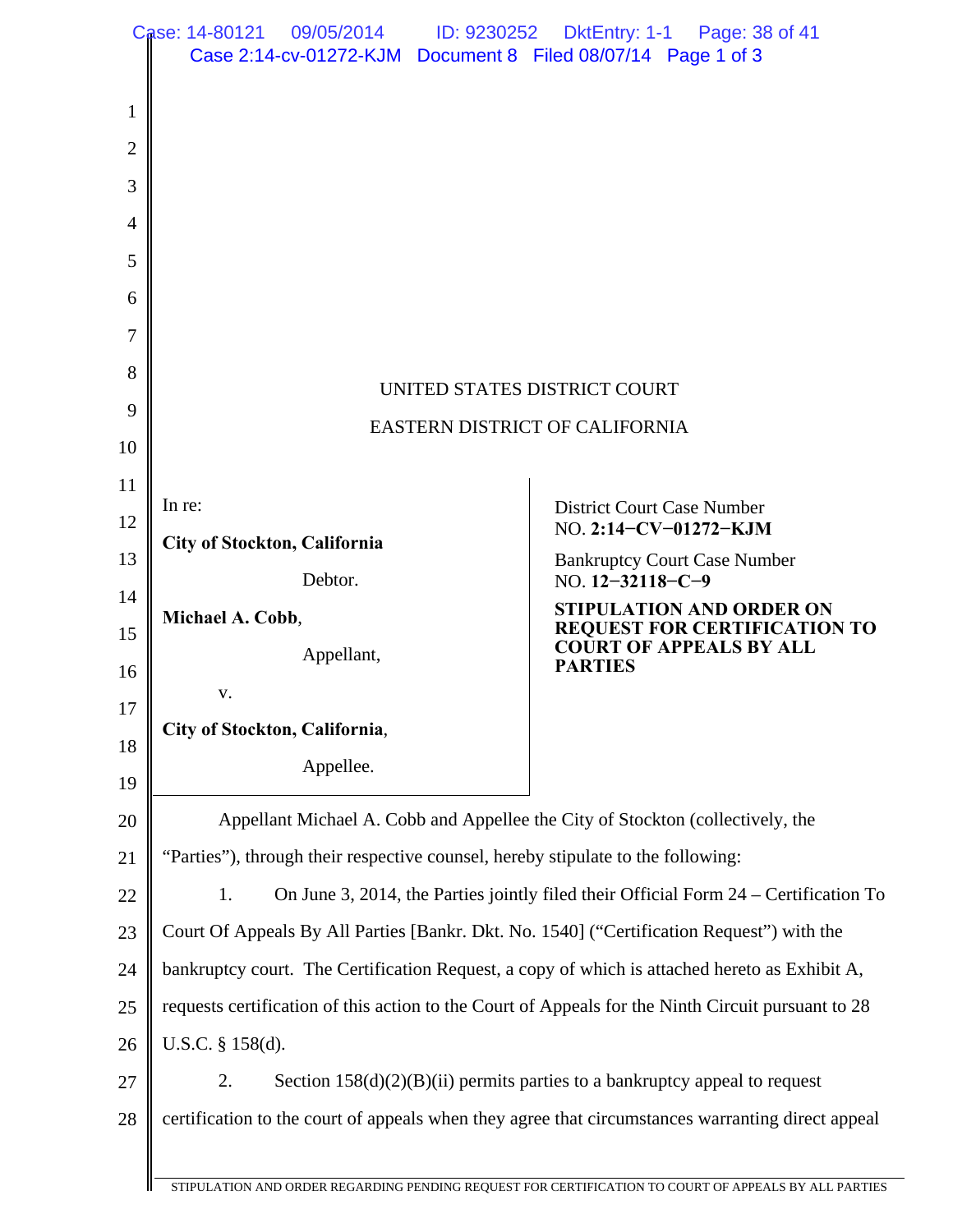UNITED STATES DISTRICT COURT

EASTERN DISTRICT OF CALIFORNIA

In re:

**City of Stockton, California**

Debtor.

**Michael A. Cobb**,

Appellant,

v.

**City of Stockton, California**,

Appellee.

District Court Case Number
NO. **2:14−CV−01272−KJM**

Bankruptcy Court Case Number
NO. **12−32118−C−9**

**STIPULATION AND ORDER ON REQUEST FOR CERTIFICATION TO COURT OF APPEALS BY ALL PARTIES**

Appellant Michael A. Cobb and Appellee the City of Stockton (collectively, the "Parties"), through their respective counsel, hereby stipulate to the following:

1. On June 3, 2014, the Parties jointly filed their Official Form 24 – Certification To Court Of Appeals By All Parties [Bankr. Dkt. No. 1540] ("Certification Request") with the bankruptcy court. The Certification Request, a copy of which is attached hereto as Exhibit A, requests certification of this action to the Court of Appeals for the Ninth Circuit pursuant to 28 U.S.C. § 158(d).

2. Section 158(d)(2)(B)(ii) permits parties to a bankruptcy appeal to request certification to the court of appeals when they agree that circumstances warranting direct appeal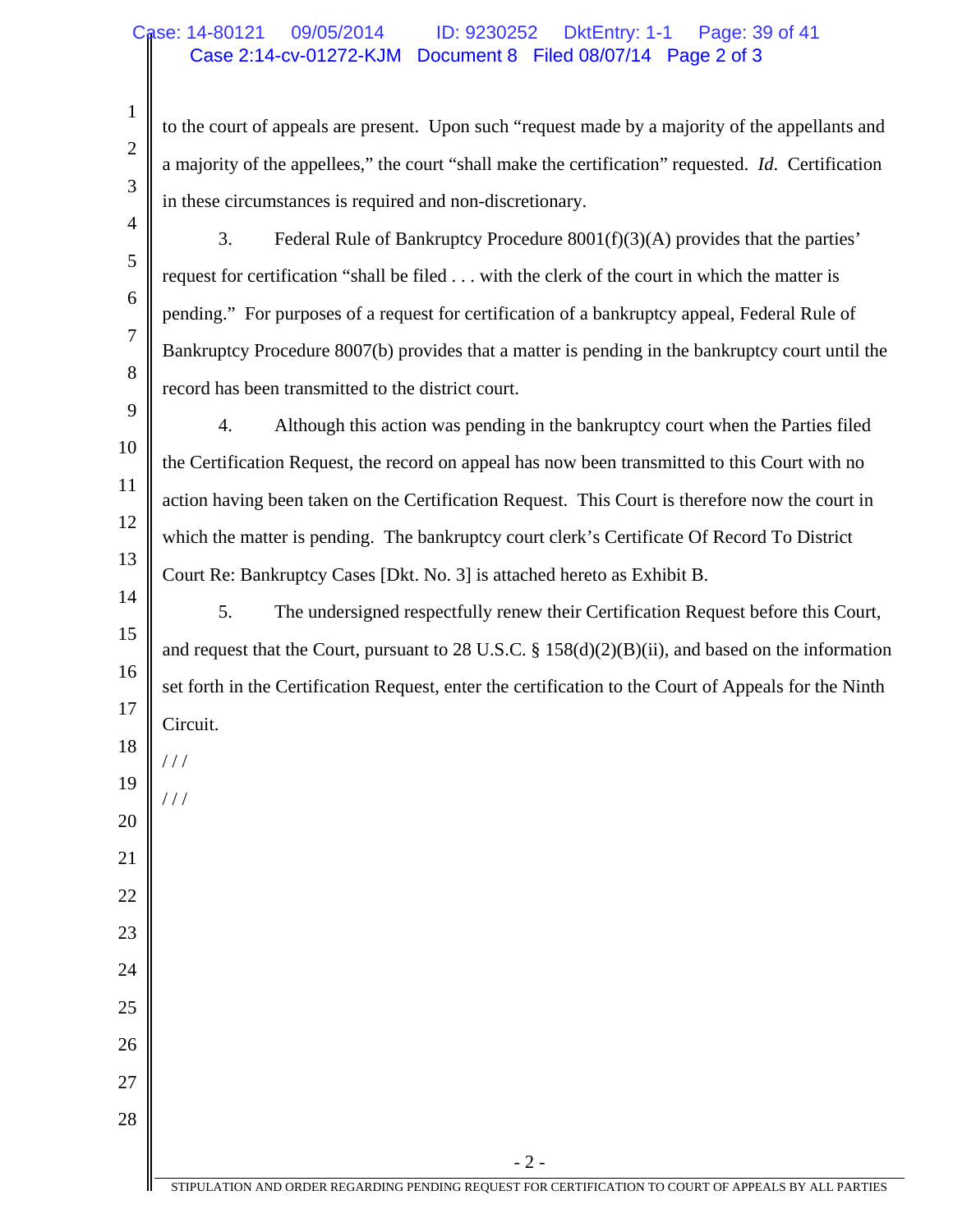to the court of appeals are present. Upon such "request made by a majority of the appellants and a majority of the appellees," the court "shall make the certification" requested. *Id.* Certification in these circumstances is required and non-discretionary.

3. Federal Rule of Bankruptcy Procedure 8001(f)(3)(A) provides that the parties' request for certification "shall be filed . . . with the clerk of the court in which the matter is pending." For purposes of a request for certification of a bankruptcy appeal, Federal Rule of Bankruptcy Procedure 8007(b) provides that a matter is pending in the bankruptcy court until the record has been transmitted to the district court.

4. Although this action was pending in the bankruptcy court when the Parties filed the Certification Request, the record on appeal has now been transmitted to this Court with no action having been taken on the Certification Request. This Court is therefore now the court in which the matter is pending. The bankruptcy court clerk's Certificate Of Record To District Court Re: Bankruptcy Cases [Dkt. No. 3] is attached hereto as Exhibit B.

5. The undersigned respectfully renew their Certification Request before this Court, and request that the Court, pursuant to 28 U.S.C. § 158(d)(2)(B)(ii), and based on the information set forth in the Certification Request, enter the certification to the Court of Appeals for the Ninth Circuit.

/ / /

/ / /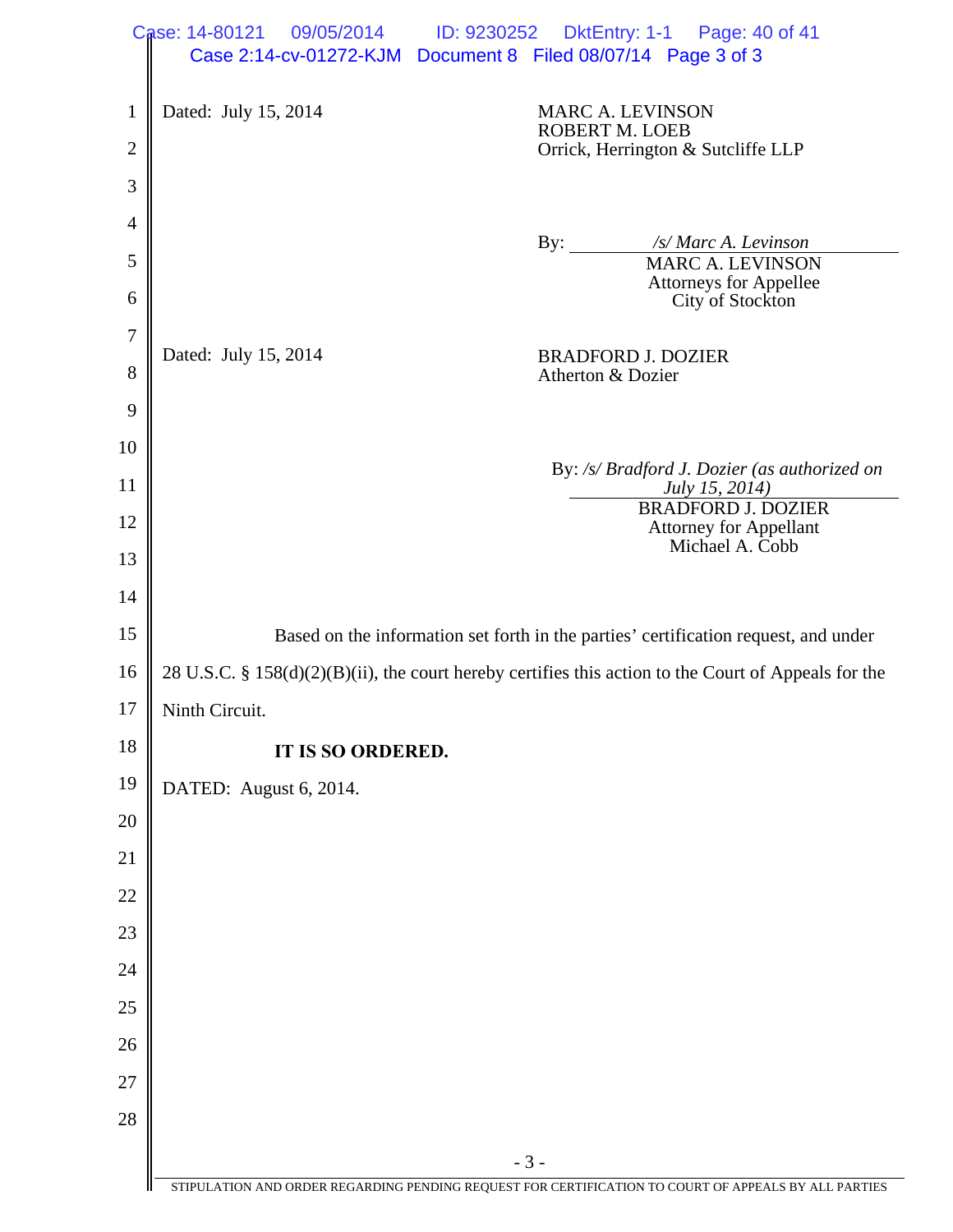Dated: July 15, 2014

MARC A. LEVINSON
ROBERT M. LOEB
Orrick, Herrington & Sutcliffe LLP

By: *[/s/ Marc A. Levinson]*
MARC A. LEVINSON
Attorneys for Appellee
City of Stockton

Dated: July 15, 2014

BRADFORD J. DOZIER
Atherton & Dozier

By: */s/ Bradford J. Dozier (as authorized on July 15, 2014)*
BRADFORD J. DOZIER
Attorney for Appellant
Michael A. Cobb

Based on the information set forth in the parties' certification request, and under 28 U.S.C. § 158(d)(2)(B)(ii), the court hereby certifies this action to the Court of Appeals for the Ninth Circuit.

**IT IS SO ORDERED.**

DATED: August 6, 2014.

STIPULATION AND ORDER REGARDING PENDING REQUEST FOR CERTIFICATION TO COURT OF APPEALS BY ALL PARTIES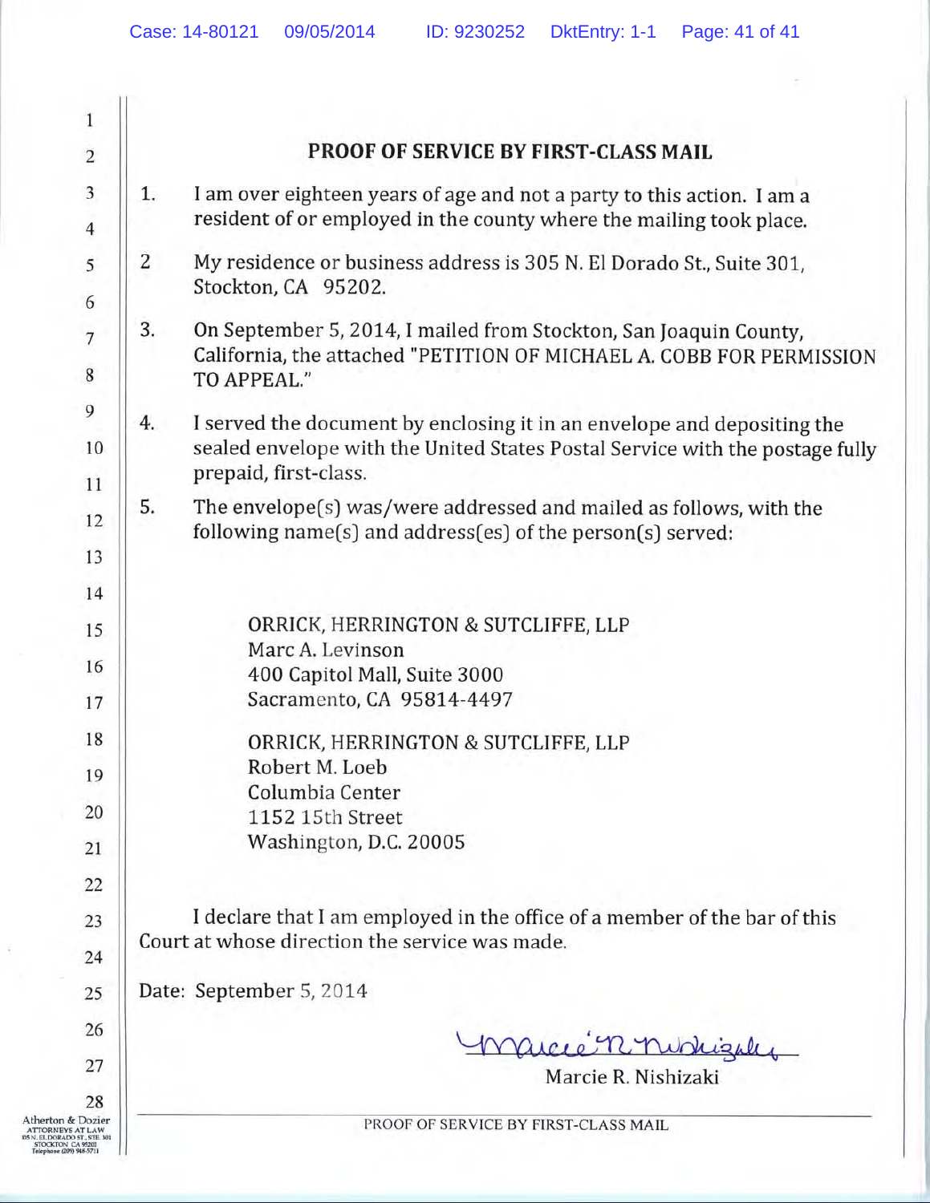## PROOF OF SERVICE BY FIRST-CLASS MAIL

1. I am over eighteen years of age and not a party to this action. I am a resident of or employed in the county where the mailing took place.

2 My residence or business address is 305 N. El Dorado St., Suite 301, Stockton, CA 95202.

3. On September 5, 2014, I mailed from Stockton, San Joaquin County, California, the attached "PETITION OF MICHAEL A. COBB FOR PERMISSION TO APPEAL."

4. I served the document by enclosing it in an envelope and depositing the sealed envelope with the United States Postal Service with the postage fully prepaid, first-class.

5. The envelope(s) was/were addressed and mailed as follows, with the following name(s) and address(es) of the person(s) served:

ORRICK, HERRINGTON & SUTCLIFFE, LLP
Marc A. Levinson
400 Capitol Mall, Suite 3000
Sacramento, CA 95814-4497

ORRICK, HERRINGTON & SUTCLIFFE, LLP
Robert M. Loeb
Columbia Center
1152 15th Street
Washington, D.C. 20005

I declare that I am employed in the office of a member of the bar of this Court at whose direction the service was made.

Date: September 5, 2014

Marcie R. Nishizaki